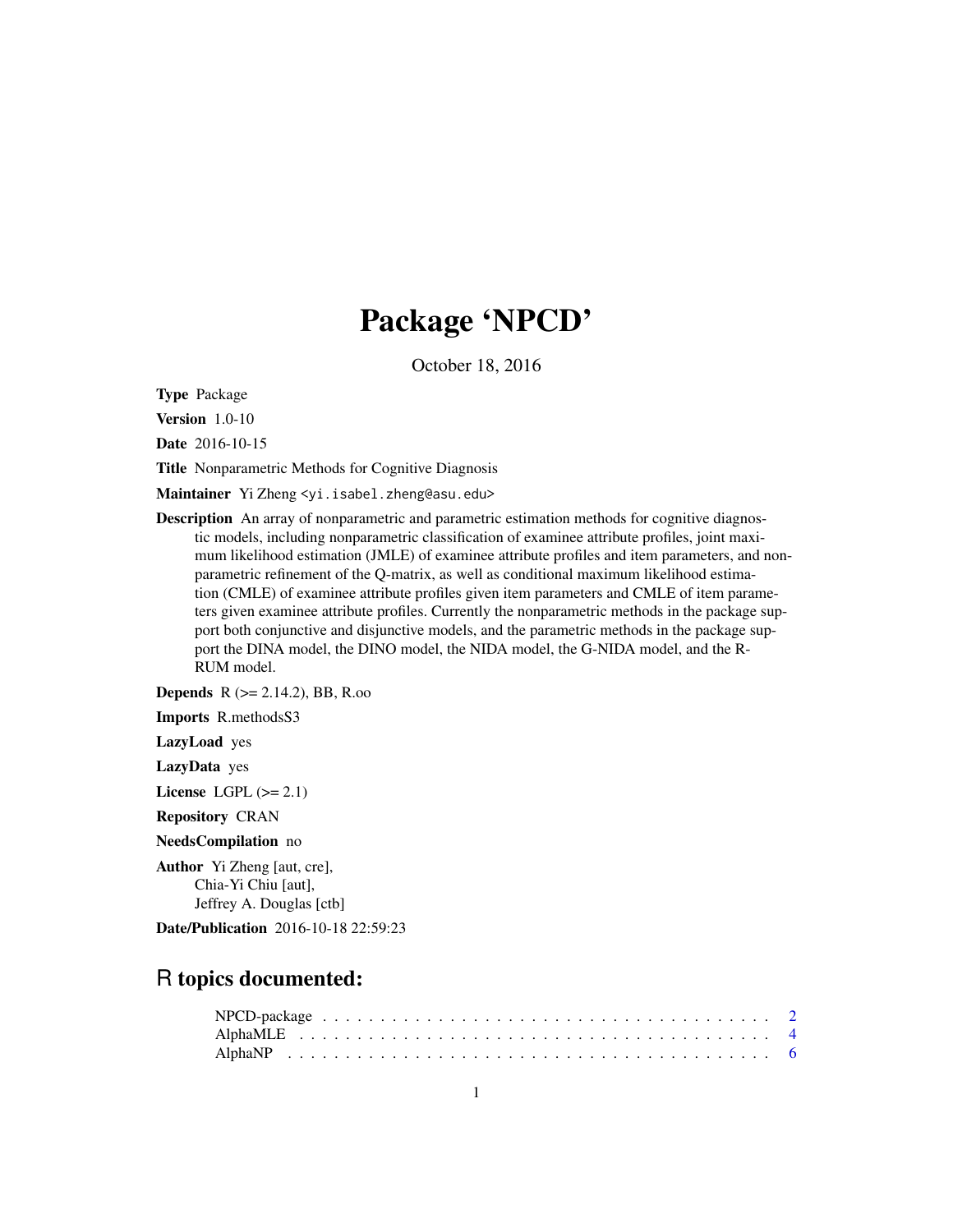# Package 'NPCD'

October 18, 2016

**Type** Package

**Version** 1.0-10

**Date** 2016-10-15

**Title** Nonparametric Methods for Cognitive Diagnosis

**Maintainer** Yi Zheng <yi.isabel.zheng@asu.edu>

**Description** An array of nonparametric and parametric estimation methods for cognitive diagnostic models, including nonparametric classification of examinee attribute profiles, joint maximum likelihood estimation (JMLE) of examinee attribute profiles and item parameters, and nonparametric refinement of the Q-matrix, as well as conditional maximum likelihood estimation (CMLE) of examinee attribute profiles given item parameters and CMLE of item parameters given examinee attribute profiles. Currently the nonparametric methods in the package support both conjunctive and disjunctive models, and the parametric methods in the package support the DINA model, the DINO model, the NIDA model, the G-NIDA model, and the R-RUM model.

**Depends** R (>= 2.14.2), BB, R.oo

**Imports** R.methodsS3

**LazyLoad** yes

**LazyData** yes

**License** LGPL (>= 2.1)

**Repository** CRAN

**NeedsCompilation** no

**Author** Yi Zheng [aut, cre],
Chia-Yi Chiu [aut],
Jeffrey A. Douglas [ctb]

**Date/Publication** 2016-10-18 22:59:23

## R topics documented:

NPCD-package . . . . . . . . . . . . . . . . . . . . . . . . . . . . . . . . . . . . . . 2
AlphaMLE . . . . . . . . . . . . . . . . . . . . . . . . . . . . . . . . . . . . . . . . 4
AlphaNP . . . . . . . . . . . . . . . . . . . . . . . . . . . . . . . . . . . . . . . . . 6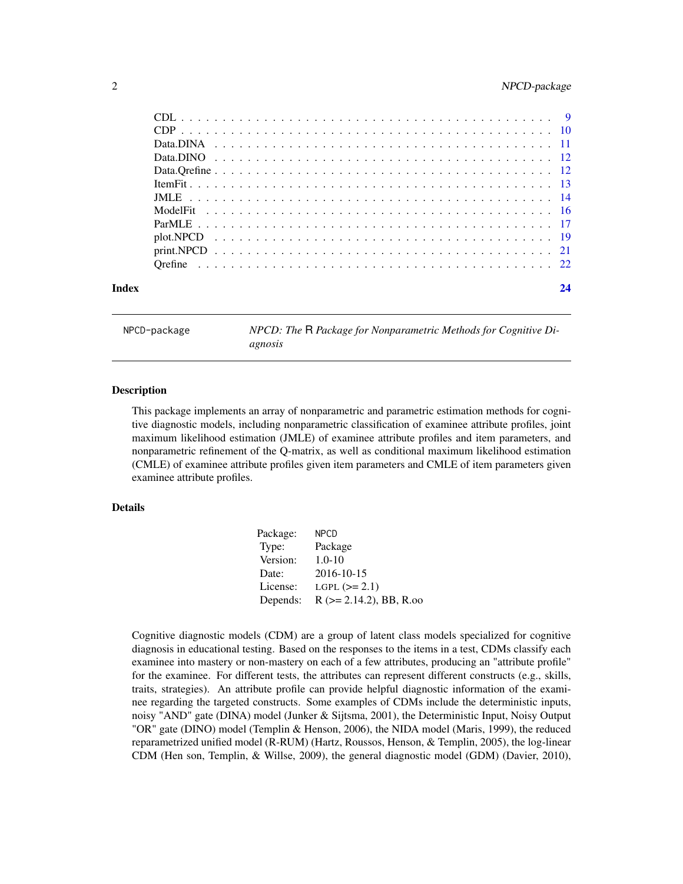| | |
|---|---|
| CDL | 9 |
| CDP | 10 |
| Data.DINA | 11 |
| Data.DINO | 12 |
| Data.Qrefine | 12 |
| ItemFit | 13 |
| JMLE | 14 |
| ModelFit | 16 |
| ParMLE | 17 |
| plot.NPCD | 19 |
| print.NPCD | 21 |
| Qrefine | 22 |

**Index** **24**

---

`NPCD-package` *NPCD: The R Package for Nonparametric Methods for Cognitive Diagnosis*

---

## Description

This package implements an array of nonparametric and parametric estimation methods for cognitive diagnostic models, including nonparametric classification of examinee attribute profiles, joint maximum likelihood estimation (JMLE) of examinee attribute profiles and item parameters, and nonparametric refinement of the Q-matrix, as well as conditional maximum likelihood estimation (CMLE) of examinee attribute profiles given item parameters and CMLE of item parameters given examinee attribute profiles.

## Details

| | |
|---|---|
| Package: | `NPCD` |
| Type: | Package |
| Version: | 1.0-10 |
| Date: | 2016-10-15 |
| License: | LGPL (>= 2.1) |
| Depends: | R (>= 2.14.2), BB, R.oo |

Cognitive diagnostic models (CDM) are a group of latent class models specialized for cognitive diagnosis in educational testing. Based on the responses to the items in a test, CDMs classify each examinee into mastery or non-mastery on each of a few attributes, producing an "attribute profile" for the examinee. For different tests, the attributes can represent different constructs (e.g., skills, traits, strategies). An attribute profile can provide helpful diagnostic information of the examinee regarding the targeted constructs. Some examples of CDMs include the deterministic inputs, noisy "AND" gate (DINA) model (Junker & Sijtsma, 2001), the Deterministic Input, Noisy Output "OR" gate (DINO) model (Templin & Henson, 2006), the NIDA model (Maris, 1999), the reduced reparametrized unified model (R-RUM) (Hartz, Roussos, Henson, & Templin, 2005), the log-linear CDM (Hen son, Templin, & Willse, 2009), the general diagnostic model (GDM) (Davier, 2010),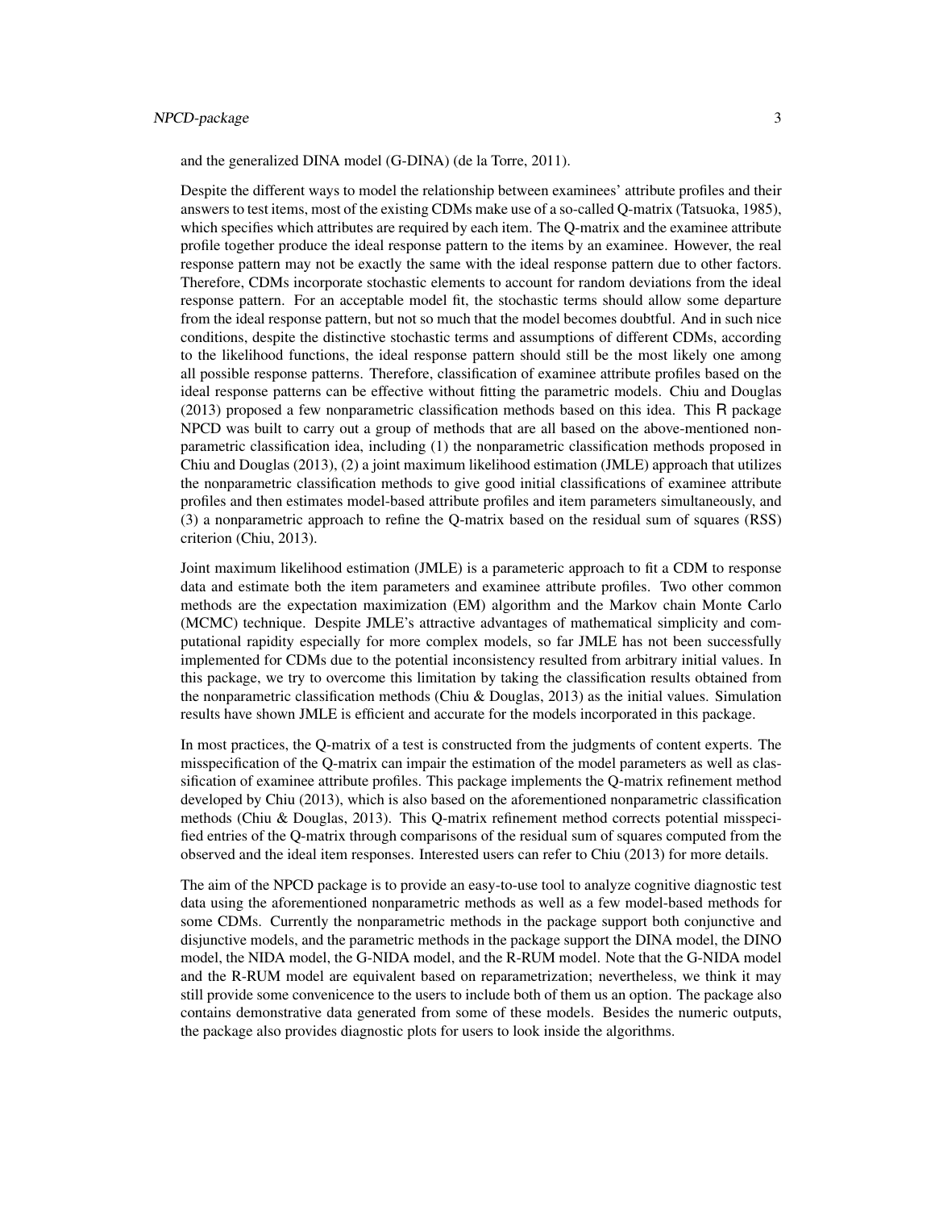and the generalized DINA model (G-DINA) (de la Torre, 2011).

Despite the different ways to model the relationship between examinees' attribute profiles and their answers to test items, most of the existing CDMs make use of a so-called Q-matrix (Tatsuoka, 1985), which specifies which attributes are required by each item. The Q-matrix and the examinee attribute profile together produce the ideal response pattern to the items by an examinee. However, the real response pattern may not be exactly the same with the ideal response pattern due to other factors. Therefore, CDMs incorporate stochastic elements to account for random deviations from the ideal response pattern. For an acceptable model fit, the stochastic terms should allow some departure from the ideal response pattern, but not so much that the model becomes doubtful. And in such nice conditions, despite the distinctive stochastic terms and assumptions of different CDMs, according to the likelihood functions, the ideal response pattern should still be the most likely one among all possible response patterns. Therefore, classification of examinee attribute profiles based on the ideal response patterns can be effective without fitting the parametric models. Chiu and Douglas (2013) proposed a few nonparametric classification methods based on this idea. This R package NPCD was built to carry out a group of methods that are all based on the above-mentioned nonparametric classification idea, including (1) the nonparametric classification methods proposed in Chiu and Douglas (2013), (2) a joint maximum likelihood estimation (JMLE) approach that utilizes the nonparametric classification methods to give good initial classifications of examinee attribute profiles and then estimates model-based attribute profiles and item parameters simultaneously, and (3) a nonparametric approach to refine the Q-matrix based on the residual sum of squares (RSS) criterion (Chiu, 2013).

Joint maximum likelihood estimation (JMLE) is a parameteric approach to fit a CDM to response data and estimate both the item parameters and examinee attribute profiles. Two other common methods are the expectation maximization (EM) algorithm and the Markov chain Monte Carlo (MCMC) technique. Despite JMLE's attractive advantages of mathematical simplicity and computational rapidity especially for more complex models, so far JMLE has not been successfully implemented for CDMs due to the potential inconsistency resulted from arbitrary initial values. In this package, we try to overcome this limitation by taking the classification results obtained from the nonparametric classification methods (Chiu & Douglas, 2013) as the initial values. Simulation results have shown JMLE is efficient and accurate for the models incorporated in this package.

In most practices, the Q-matrix of a test is constructed from the judgments of content experts. The misspecification of the Q-matrix can impair the estimation of the model parameters as well as classification of examinee attribute profiles. This package implements the Q-matrix refinement method developed by Chiu (2013), which is also based on the aforementioned nonparametric classification methods (Chiu & Douglas, 2013). This Q-matrix refinement method corrects potential misspecified entries of the Q-matrix through comparisons of the residual sum of squares computed from the observed and the ideal item responses. Interested users can refer to Chiu (2013) for more details.

The aim of the NPCD package is to provide an easy-to-use tool to analyze cognitive diagnostic test data using the aforementioned nonparametric methods as well as a few model-based methods for some CDMs. Currently the nonparametric methods in the package support both conjunctive and disjunctive models, and the parametric methods in the package support the DINA model, the DINO model, the NIDA model, the G-NIDA model, and the R-RUM model. Note that the G-NIDA model and the R-RUM model are equivalent based on reparametrization; nevertheless, we think it may still provide some convenicence to the users to include both of them us an option. The package also contains demonstrative data generated from some of these models. Besides the numeric outputs, the package also provides diagnostic plots for users to look inside the algorithms.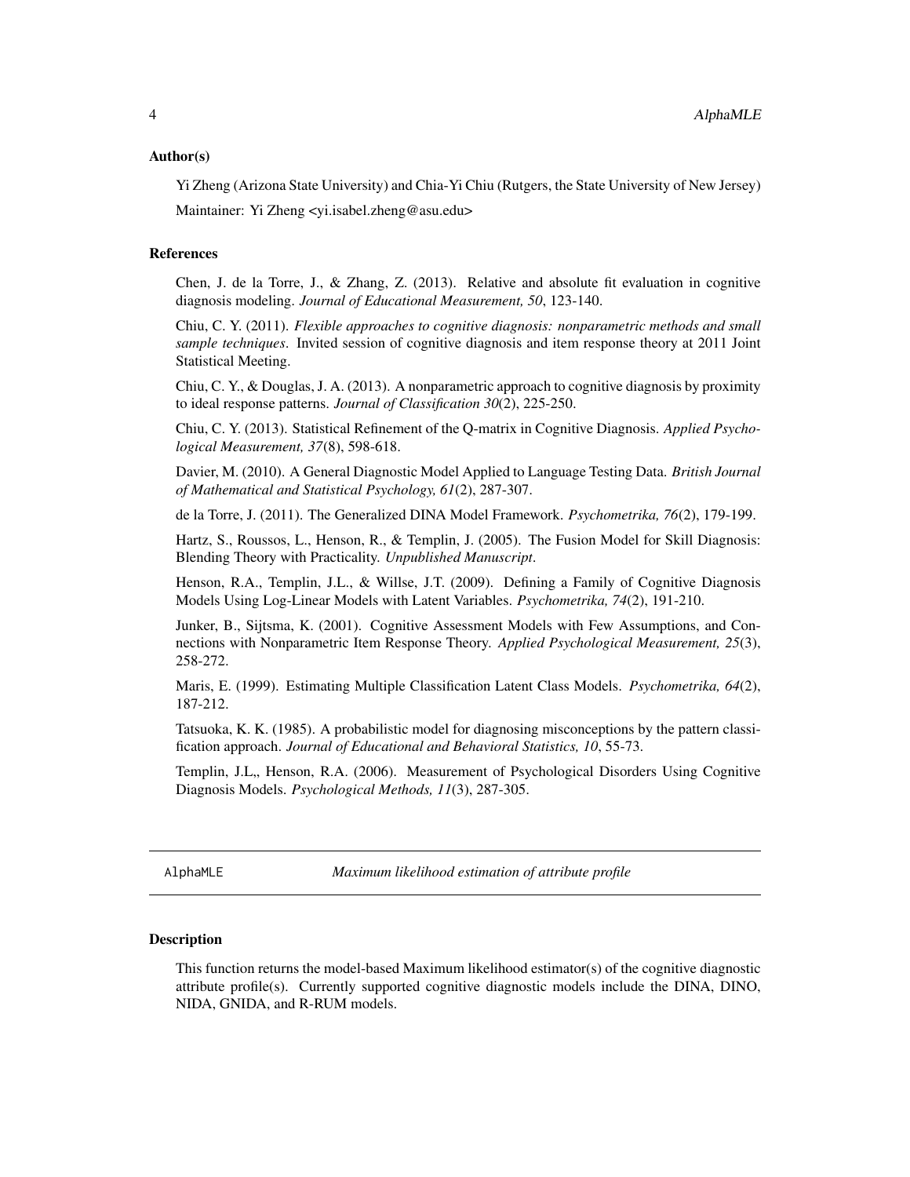### Author(s)

Yi Zheng (Arizona State University) and Chia-Yi Chiu (Rutgers, the State University of New Jersey)

Maintainer: Yi Zheng <yi.isabel.zheng@asu.edu>

### References

Chen, J. de la Torre, J., & Zhang, Z. (2013). Relative and absolute fit evaluation in cognitive diagnosis modeling. *Journal of Educational Measurement, 50*, 123-140.

Chiu, C. Y. (2011). *Flexible approaches to cognitive diagnosis: nonparametric methods and small sample techniques*. Invited session of cognitive diagnosis and item response theory at 2011 Joint Statistical Meeting.

Chiu, C. Y., & Douglas, J. A. (2013). A nonparametric approach to cognitive diagnosis by proximity to ideal response patterns. *Journal of Classification 30*(2), 225-250.

Chiu, C. Y. (2013). Statistical Refinement of the Q-matrix in Cognitive Diagnosis. *Applied Psychological Measurement, 37*(8), 598-618.

Davier, M. (2010). A General Diagnostic Model Applied to Language Testing Data. *British Journal of Mathematical and Statistical Psychology, 61*(2), 287-307.

de la Torre, J. (2011). The Generalized DINA Model Framework. *Psychometrika, 76*(2), 179-199.

Hartz, S., Roussos, L., Henson, R., & Templin, J. (2005). The Fusion Model for Skill Diagnosis: Blending Theory with Practicality. *Unpublished Manuscript*.

Henson, R.A., Templin, J.L., & Willse, J.T. (2009). Defining a Family of Cognitive Diagnosis Models Using Log-Linear Models with Latent Variables. *Psychometrika, 74*(2), 191-210.

Junker, B., Sijtsma, K. (2001). Cognitive Assessment Models with Few Assumptions, and Connections with Nonparametric Item Response Theory. *Applied Psychological Measurement, 25*(3), 258-272.

Maris, E. (1999). Estimating Multiple Classification Latent Class Models. *Psychometrika, 64*(2), 187-212.

Tatsuoka, K. K. (1985). A probabilistic model for diagnosing misconceptions by the pattern classification approach. *Journal of Educational and Behavioral Statistics, 10*, 55-73.

Templin, J.L,, Henson, R.A. (2006). Measurement of Psychological Disorders Using Cognitive Diagnosis Models. *Psychological Methods, 11*(3), 287-305.

---

## AlphaMLE — *Maximum likelihood estimation of attribute profile*

### Description

This function returns the model-based Maximum likelihood estimator(s) of the cognitive diagnostic attribute profile(s). Currently supported cognitive diagnostic models include the DINA, DINO, NIDA, GNIDA, and R-RUM models.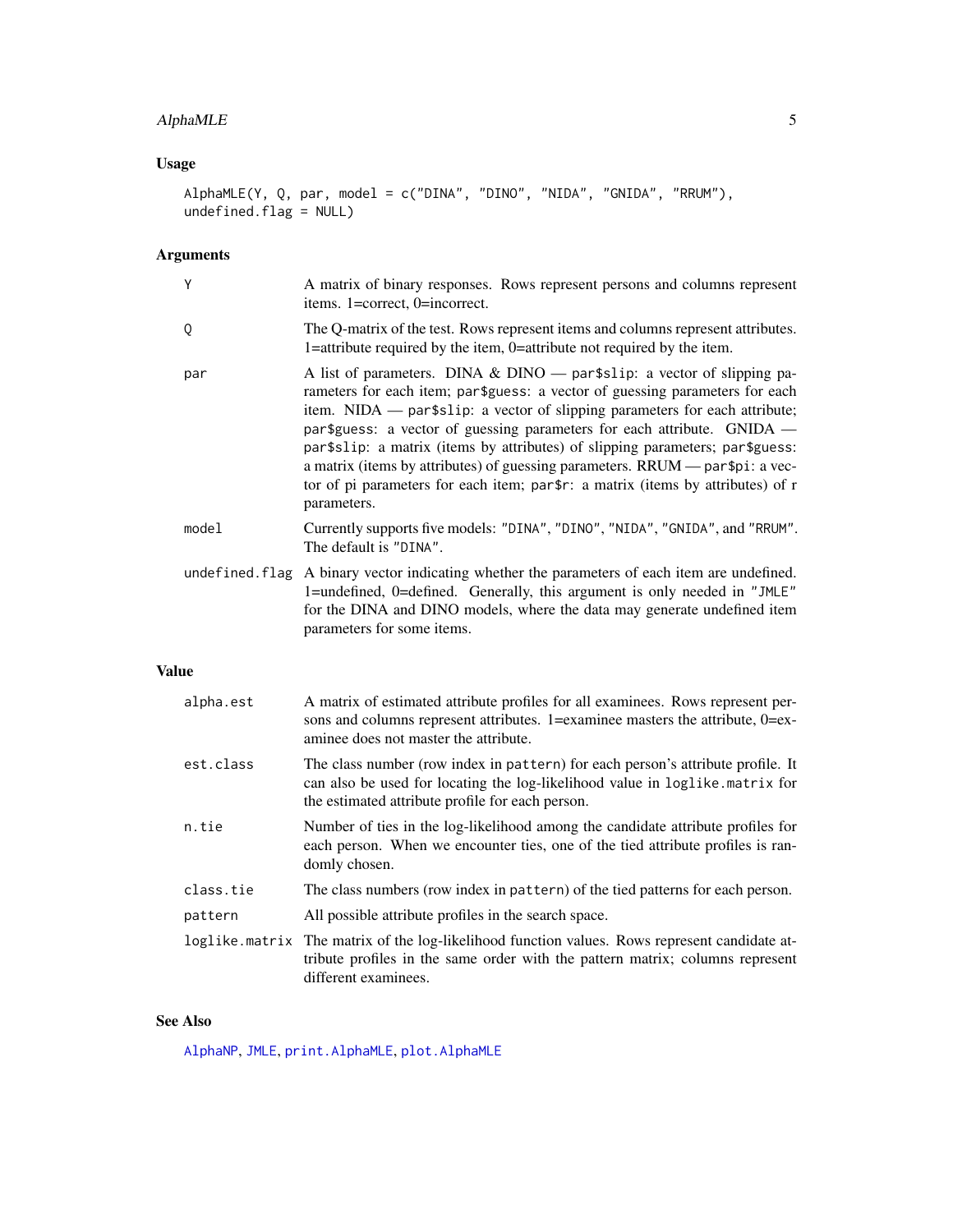## Usage

```
AlphaMLE(Y, Q, par, model = c("DINA", "DINO", "NIDA", "GNIDA", "RRUM"),
undefined.flag = NULL)
```

## Arguments

| | |
|---|---|
| `Y` | A matrix of binary responses. Rows represent persons and columns represent items. 1=correct, 0=incorrect. |
| `Q` | The Q-matrix of the test. Rows represent items and columns represent attributes. 1=attribute required by the item, 0=attribute not required by the item. |
| `par` | A list of parameters. DINA & DINO — `par$slip`: a vector of slipping parameters for each item; `par$guess`: a vector of guessing parameters for each item. NIDA — `par$slip`: a vector of slipping parameters for each attribute; `par$guess`: a vector of guessing parameters for each attribute. GNIDA — `par$slip`: a matrix (items by attributes) of slipping parameters; `par$guess`: a matrix (items by attributes) of guessing parameters. RRUM — `par$pi`: a vector of pi parameters for each item; `par$r`: a matrix (items by attributes) of r parameters. |
| `model` | Currently supports five models: `"DINA"`, `"DINO"`, `"NIDA"`, `"GNIDA"`, and `"RRUM"`. The default is `"DINA"`. |
| `undefined.flag` | A binary vector indicating whether the parameters of each item are undefined. 1=undefined, 0=defined. Generally, this argument is only needed in `"JMLE"` for the DINA and DINO models, where the data may generate undefined item parameters for some items. |

## Value

| | |
|---|---|
| `alpha.est` | A matrix of estimated attribute profiles for all examinees. Rows represent persons and columns represent attributes. 1=examinee masters the attribute, 0=examinee does not master the attribute. |
| `est.class` | The class number (row index in `pattern`) for each person's attribute profile. It can also be used for locating the log-likelihood value in `loglike.matrix` for the estimated attribute profile for each person. |
| `n.tie` | Number of ties in the log-likelihood among the candidate attribute profiles for each person. When we encounter ties, one of the tied attribute profiles is randomly chosen. |
| `class.tie` | The class numbers (row index in `pattern`) of the tied patterns for each person. |
| `pattern` | All possible attribute profiles in the search space. |
| `loglike.matrix` | The matrix of the log-likelihood function values. Rows represent candidate attribute profiles in the same order with the pattern matrix; columns represent different examinees. |

## See Also

`AlphaNP`, `JMLE`, `print.AlphaMLE`, `plot.AlphaMLE`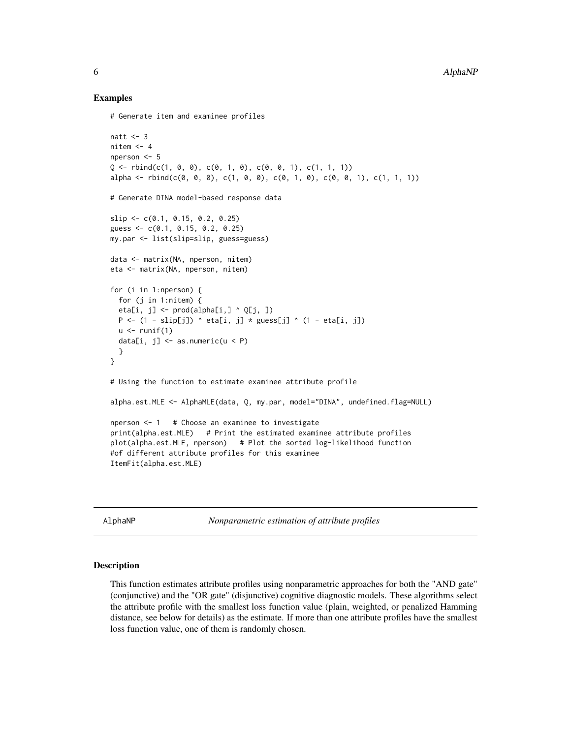## Examples

```
# Generate item and examinee profiles

natt <- 3
nitem <- 4
nperson <- 5
Q <- rbind(c(1, 0, 0), c(0, 1, 0), c(0, 0, 1), c(1, 1, 1))
alpha <- rbind(c(0, 0, 0), c(1, 0, 0), c(0, 1, 0), c(0, 0, 1), c(1, 1, 1))

# Generate DINA model-based response data

slip <- c(0.1, 0.15, 0.2, 0.25)
guess <- c(0.1, 0.15, 0.2, 0.25)
my.par <- list(slip=slip, guess=guess)

data <- matrix(NA, nperson, nitem)
eta <- matrix(NA, nperson, nitem)

for (i in 1:nperson) {
  for (j in 1:nitem) {
  eta[i, j] <- prod(alpha[i,] ^ Q[j, ])
  P <- (1 - slip[j]) ^ eta[i, j] * guess[j] ^ (1 - eta[i, j])
  u <- runif(1)
  data[i, j] <- as.numeric(u < P)
  }
}

# Using the function to estimate examinee attribute profile

alpha.est.MLE <- AlphaMLE(data, Q, my.par, model="DINA", undefined.flag=NULL)

nperson <- 1   # Choose an examinee to investigate
print(alpha.est.MLE)   # Print the estimated examinee attribute profiles
plot(alpha.est.MLE, nperson)   # Plot the sorted log-likelihood function
#of different attribute profiles for this examinee
ItemFit(alpha.est.MLE)
```

---

# AlphaNP    *Nonparametric estimation of attribute profiles*

## Description

This function estimates attribute profiles using nonparametric approaches for both the "AND gate" (conjunctive) and the "OR gate" (disjunctive) cognitive diagnostic models. These algorithms select the attribute profile with the smallest loss function value (plain, weighted, or penalized Hamming distance, see below for details) as the estimate. If more than one attribute profiles have the smallest loss function value, one of them is randomly chosen.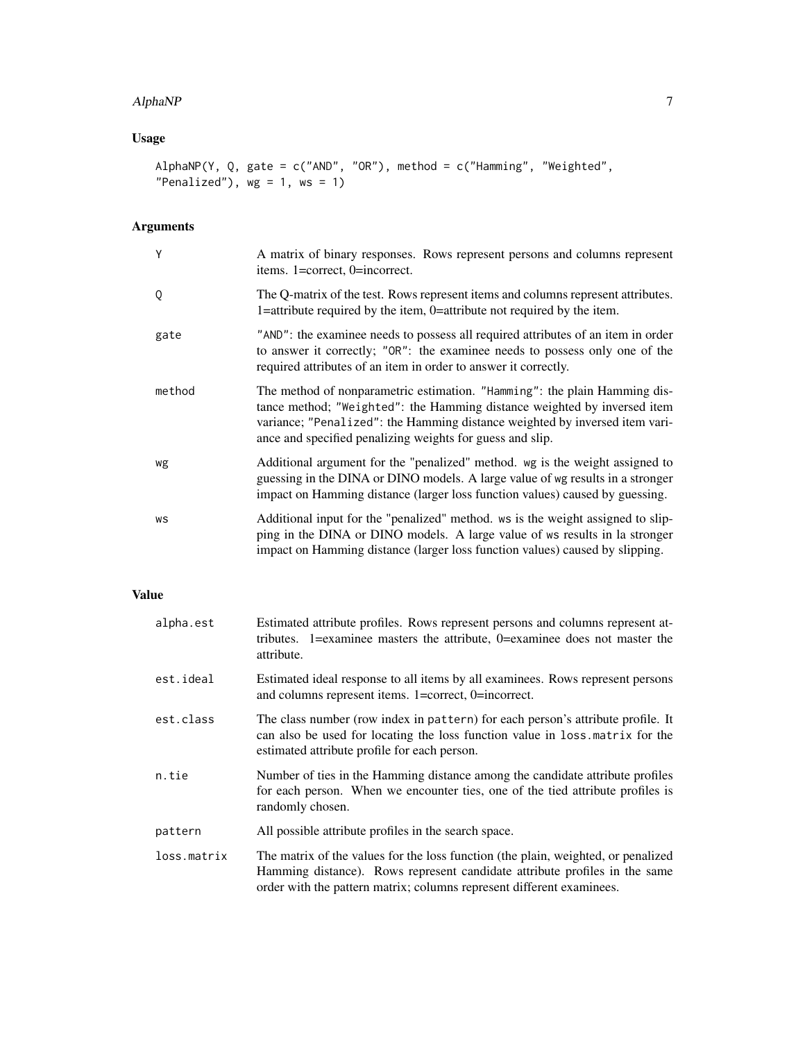## Usage

```
AlphaNP(Y, Q, gate = c("AND", "OR"), method = c("Hamming", "Weighted",
"Penalized"), wg = 1, ws = 1)
```

## Arguments

| | |
|---|---|
| Y | A matrix of binary responses. Rows represent persons and columns represent items. 1=correct, 0=incorrect. |
| Q | The Q-matrix of the test. Rows represent items and columns represent attributes. 1=attribute required by the item, 0=attribute not required by the item. |
| gate | "AND": the examinee needs to possess all required attributes of an item in order to answer it correctly; "OR": the examinee needs to possess only one of the required attributes of an item in order to answer it correctly. |
| method | The method of nonparametric estimation. "Hamming": the plain Hamming distance method; "Weighted": the Hamming distance weighted by inversed item variance; "Penalized": the Hamming distance weighted by inversed item variance and specified penalizing weights for guess and slip. |
| wg | Additional argument for the "penalized" method. wg is the weight assigned to guessing in the DINA or DINO models. A large value of wg results in a stronger impact on Hamming distance (larger loss function values) caused by guessing. |
| ws | Additional input for the "penalized" method. ws is the weight assigned to slipping in the DINA or DINO models. A large value of ws results in la stronger impact on Hamming distance (larger loss function values) caused by slipping. |

## Value

| | |
|---|---|
| alpha.est | Estimated attribute profiles. Rows represent persons and columns represent attributes. 1=examinee masters the attribute, 0=examinee does not master the attribute. |
| est.ideal | Estimated ideal response to all items by all examinees. Rows represent persons and columns represent items. 1=correct, 0=incorrect. |
| est.class | The class number (row index in pattern) for each person's attribute profile. It can also be used for locating the loss function value in loss.matrix for the estimated attribute profile for each person. |
| n.tie | Number of ties in the Hamming distance among the candidate attribute profiles for each person. When we encounter ties, one of the tied attribute profiles is randomly chosen. |
| pattern | All possible attribute profiles in the search space. |
| loss.matrix | The matrix of the values for the loss function (the plain, weighted, or penalized Hamming distance). Rows represent candidate attribute profiles in the same order with the pattern matrix; columns represent different examinees. |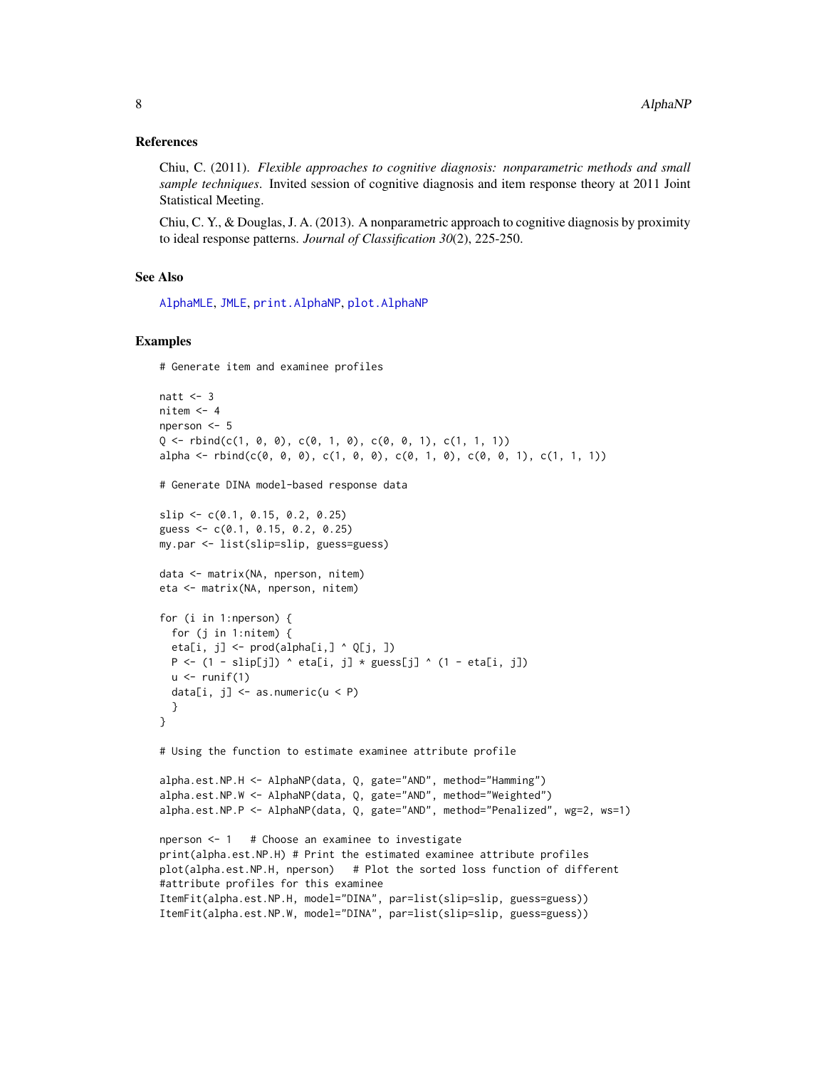### References

Chiu, C. (2011). *Flexible approaches to cognitive diagnosis: nonparametric methods and small sample techniques*. Invited session of cognitive diagnosis and item response theory at 2011 Joint Statistical Meeting.

Chiu, C. Y., & Douglas, J. A. (2013). A nonparametric approach to cognitive diagnosis by proximity to ideal response patterns. *Journal of Classification 30*(2), 225-250.

### See Also

AlphaMLE, JMLE, print.AlphaNP, plot.AlphaNP

### Examples

```
# Generate item and examinee profiles

natt <- 3
nitem <- 4
nperson <- 5
Q <- rbind(c(1, 0, 0), c(0, 1, 0), c(0, 0, 1), c(1, 1, 1))
alpha <- rbind(c(0, 0, 0), c(1, 0, 0), c(0, 1, 0), c(0, 0, 1), c(1, 1, 1))

# Generate DINA model-based response data

slip <- c(0.1, 0.15, 0.2, 0.25)
guess <- c(0.1, 0.15, 0.2, 0.25)
my.par <- list(slip=slip, guess=guess)

data <- matrix(NA, nperson, nitem)
eta <- matrix(NA, nperson, nitem)

for (i in 1:nperson) {
  for (j in 1:nitem) {
  eta[i, j] <- prod(alpha[i,] ^ Q[j, ])
  P <- (1 - slip[j]) ^ eta[i, j] * guess[j] ^ (1 - eta[i, j])
  u <- runif(1)
  data[i, j] <- as.numeric(u < P)
  }
}

# Using the function to estimate examinee attribute profile

alpha.est.NP.H <- AlphaNP(data, Q, gate="AND", method="Hamming")
alpha.est.NP.W <- AlphaNP(data, Q, gate="AND", method="Weighted")
alpha.est.NP.P <- AlphaNP(data, Q, gate="AND", method="Penalized", wg=2, ws=1)

nperson <- 1   # Choose an examinee to investigate
print(alpha.est.NP.H) # Print the estimated examinee attribute profiles
plot(alpha.est.NP.H, nperson)   # Plot the sorted loss function of different
#attribute profiles for this examinee
ItemFit(alpha.est.NP.H, model="DINA", par=list(slip=slip, guess=guess))
ItemFit(alpha.est.NP.W, model="DINA", par=list(slip=slip, guess=guess))
```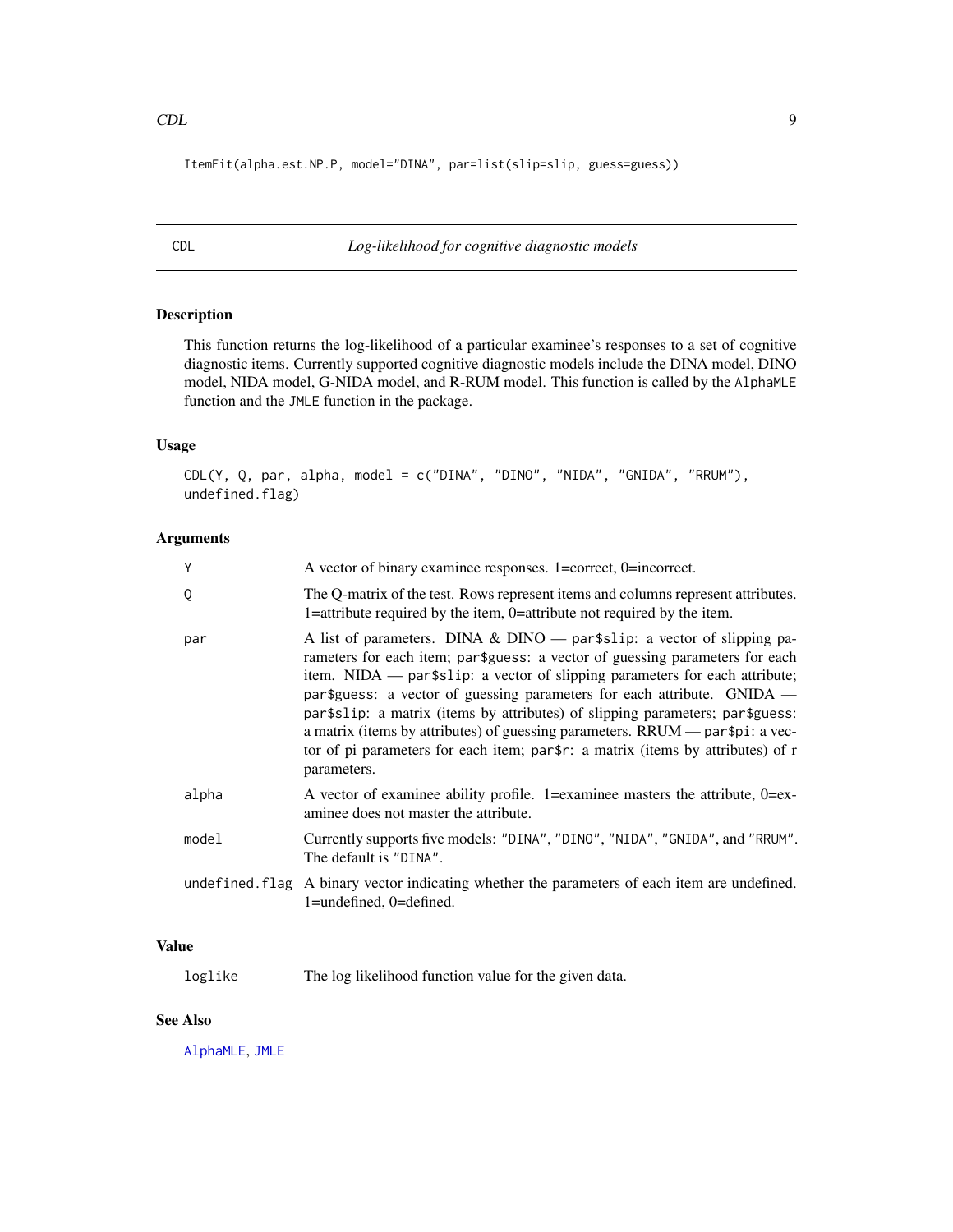```
ItemFit(alpha.est.NP.P, model="DINA", par=list(slip=slip, guess=guess))
```

---

## CDL *Log-likelihood for cognitive diagnostic models*

### Description

This function returns the log-likelihood of a particular examinee's responses to a set of cognitive diagnostic items. Currently supported cognitive diagnostic models include the DINA model, DINO model, NIDA model, G-NIDA model, and R-RUM model. This function is called by the `AlphaMLE` function and the `JMLE` function in the package.

### Usage

```
CDL(Y, Q, par, alpha, model = c("DINA", "DINO", "NIDA", "GNIDA", "RRUM"),
undefined.flag)
```

### Arguments

| | |
|---|---|
| `Y` | A vector of binary examinee responses. 1=correct, 0=incorrect. |
| `Q` | The Q-matrix of the test. Rows represent items and columns represent attributes. 1=attribute required by the item, 0=attribute not required by the item. |
| `par` | A list of parameters. DINA & DINO — `par$slip`: a vector of slipping parameters for each item; `par$guess`: a vector of guessing parameters for each item. NIDA — `par$slip`: a vector of slipping parameters for each attribute; `par$guess`: a vector of guessing parameters for each attribute. GNIDA — `par$slip`: a matrix (items by attributes) of slipping parameters; `par$guess`: a matrix (items by attributes) of guessing parameters. RRUM — `par$pi`: a vector of pi parameters for each item; `par$r`: a matrix (items by attributes) of r parameters. |
| `alpha` | A vector of examinee ability profile. 1=examinee masters the attribute, 0=examinee does not master the attribute. |
| `model` | Currently supports five models: `"DINA"`, `"DINO"`, `"NIDA"`, `"GNIDA"`, and `"RRUM"`. The default is `"DINA"`. |
| `undefined.flag` | A binary vector indicating whether the parameters of each item are undefined. 1=undefined, 0=defined. |

### Value

| | |
|---|---|
| `loglike` | The log likelihood function value for the given data. |

### See Also

`AlphaMLE`, `JMLE`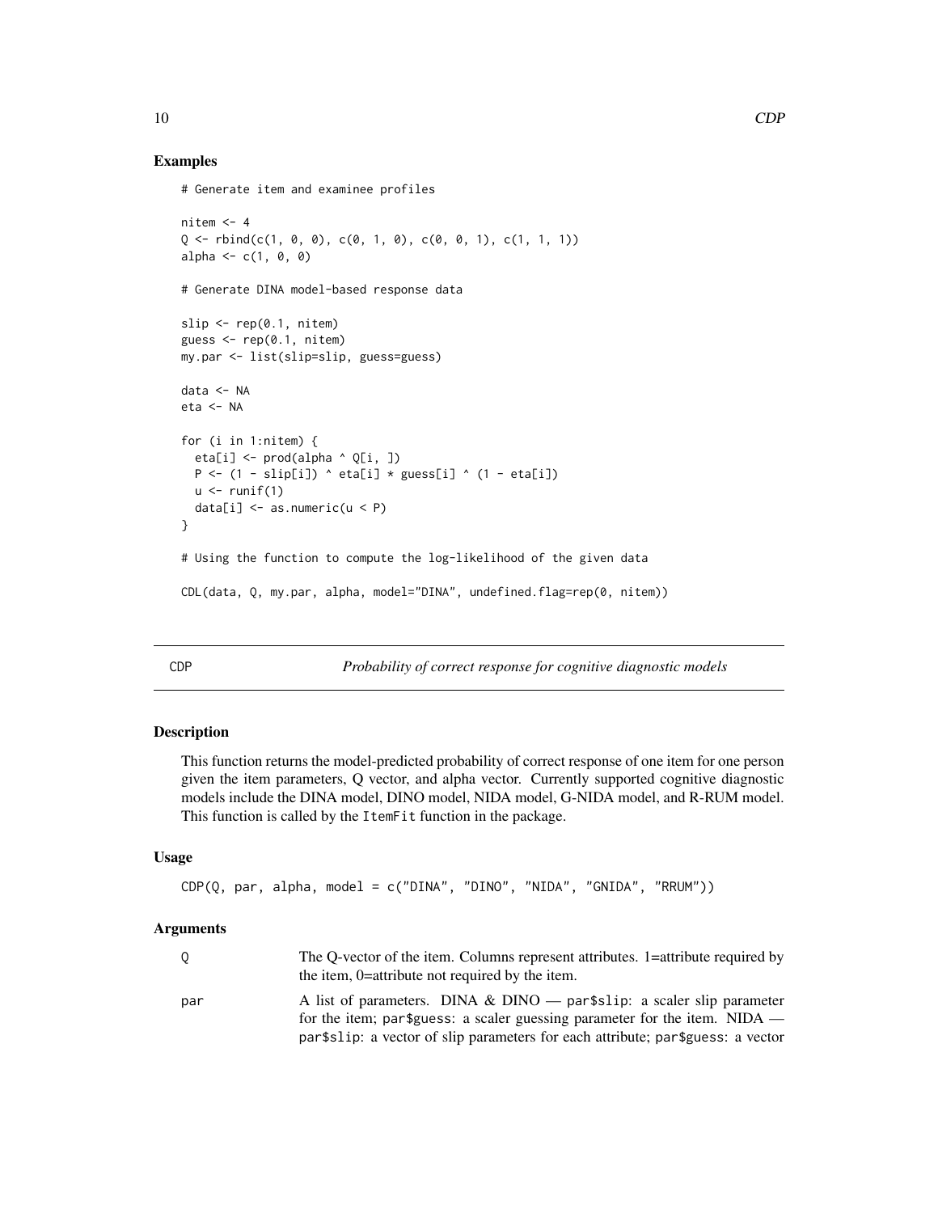### Examples

```
# Generate item and examinee profiles

nitem <- 4
Q <- rbind(c(1, 0, 0), c(0, 1, 0), c(0, 0, 1), c(1, 1, 1))
alpha <- c(1, 0, 0)

# Generate DINA model-based response data

slip <- rep(0.1, nitem)
guess <- rep(0.1, nitem)
my.par <- list(slip=slip, guess=guess)

data <- NA
eta <- NA

for (i in 1:nitem) {
  eta[i] <- prod(alpha ^ Q[i, ])
  P <- (1 - slip[i]) ^ eta[i] * guess[i] ^ (1 - eta[i])
  u <- runif(1)
  data[i] <- as.numeric(u < P)
}

# Using the function to compute the log-likelihood of the given data

CDL(data, Q, my.par, alpha, model="DINA", undefined.flag=rep(0, nitem))
```

## CDP — *Probability of correct response for cognitive diagnostic models*

### Description

This function returns the model-predicted probability of correct response of one item for one person given the item parameters, Q vector, and alpha vector. Currently supported cognitive diagnostic models include the DINA model, DINO model, NIDA model, G-NIDA model, and R-RUM model. This function is called by the `ItemFit` function in the package.

### Usage

```
CDP(Q, par, alpha, model = c("DINA", "DINO", "NIDA", "GNIDA", "RRUM"))
```

### Arguments

| | |
|---|---|
| Q | The Q-vector of the item. Columns represent attributes. 1=attribute required by the item, 0=attribute not required by the item. |
| par | A list of parameters. DINA & DINO — `par$slip`: a scaler slip parameter for the item; `par$guess`: a scaler guessing parameter for the item. NIDA — `par$slip`: a vector of slip parameters for each attribute; `par$guess`: a vector |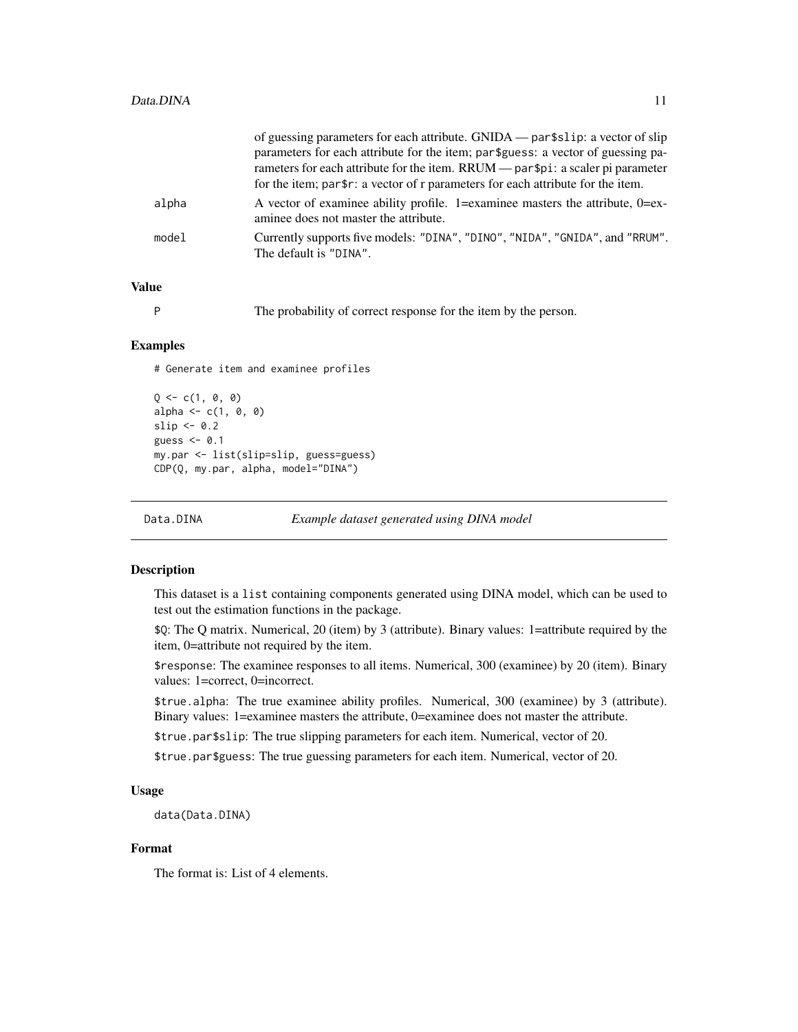| | |
|---|---|
| | of guessing parameters for each attribute. GNIDA — `par$slip`: a vector of slip parameters for each attribute for the item; `par$guess`: a vector of guessing parameters for each attribute for the item. RRUM — `par$pi`: a scaler pi parameter for the item; `par$r`: a vector of r parameters for each attribute for the item. |
| alpha | A vector of examinee ability profile. 1=examinee masters the attribute, 0=examinee does not master the attribute. |
| model | Currently supports five models: "DINA", "DINO", "NIDA", "GNIDA", and "RRUM". The default is "DINA". |

### Value

| | |
|---|---|
| P | The probability of correct response for the item by the person. |

### Examples

```
# Generate item and examinee profiles

Q <- c(1, 0, 0)
alpha <- c(1, 0, 0)
slip <- 0.2
guess <- 0.1
my.par <- list(slip=slip, guess=guess)
CDP(Q, my.par, alpha, model="DINA")
```

---

## Data.DINA — *Example dataset generated using DINA model*

---

### Description

This dataset is a `list` containing components generated using DINA model, which can be used to test out the estimation functions in the package.

`$Q`: The Q matrix. Numerical, 20 (item) by 3 (attribute). Binary values: 1=attribute required by the item, 0=attribute not required by the item.

`$response`: The examinee responses to all items. Numerical, 300 (examinee) by 20 (item). Binary values: 1=correct, 0=incorrect.

`$true.alpha`: The true examinee ability profiles. Numerical, 300 (examinee) by 3 (attribute). Binary values: 1=examinee masters the attribute, 0=examinee does not master the attribute.

`$true.par$slip`: The true slipping parameters for each item. Numerical, vector of 20.

`$true.par$guess`: The true guessing parameters for each item. Numerical, vector of 20.

### Usage

```
data(Data.DINA)
```

### Format

The format is: List of 4 elements.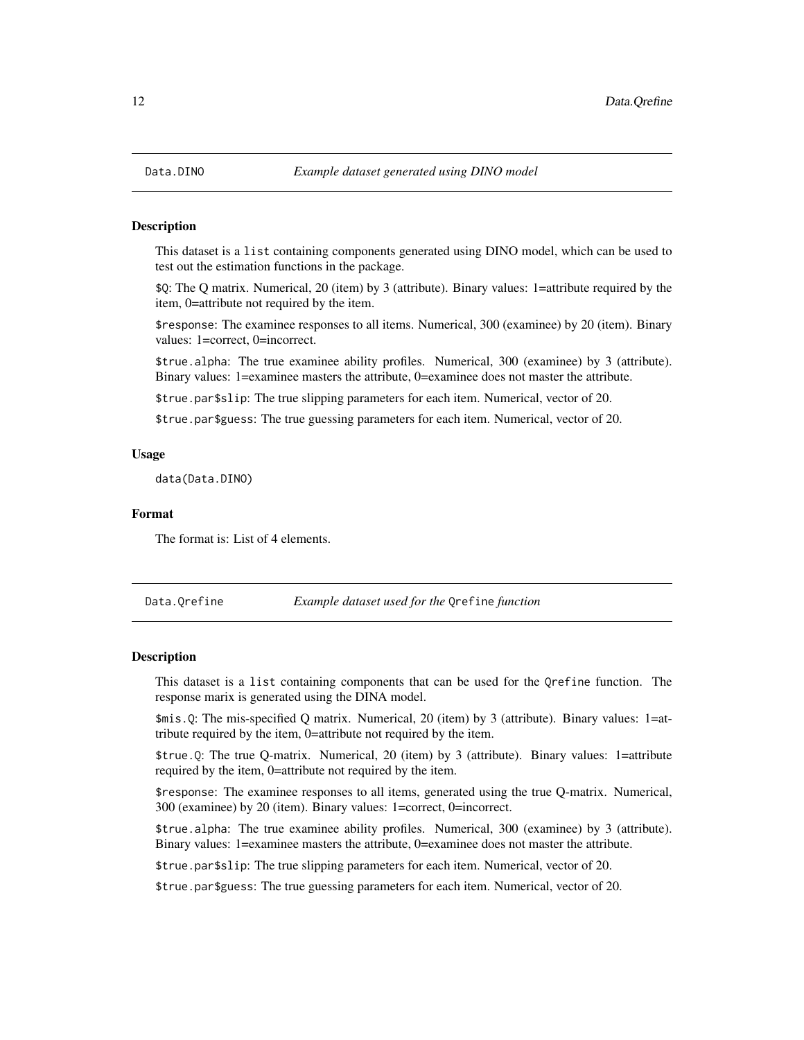## Data.DINO — *Example dataset generated using DINO model*

### Description

This dataset is a `list` containing components generated using DINO model, which can be used to test out the estimation functions in the package.

`$Q`: The Q matrix. Numerical, 20 (item) by 3 (attribute). Binary values: 1=attribute required by the item, 0=attribute not required by the item.

`$response`: The examinee responses to all items. Numerical, 300 (examinee) by 20 (item). Binary values: 1=correct, 0=incorrect.

`$true.alpha`: The true examinee ability profiles. Numerical, 300 (examinee) by 3 (attribute). Binary values: 1=examinee masters the attribute, 0=examinee does not master the attribute.

`$true.par$slip`: The true slipping parameters for each item. Numerical, vector of 20.

`$true.par$guess`: The true guessing parameters for each item. Numerical, vector of 20.

### Usage

```
data(Data.DINO)
```

### Format

The format is: List of 4 elements.

## Data.Qrefine — *Example dataset used for the `Qrefine` function*

### Description

This dataset is a `list` containing components that can be used for the `Qrefine` function. The response marix is generated using the DINA model.

`$mis.Q`: The mis-specified Q matrix. Numerical, 20 (item) by 3 (attribute). Binary values: 1=attribute required by the item, 0=attribute not required by the item.

`$true.Q`: The true Q-matrix. Numerical, 20 (item) by 3 (attribute). Binary values: 1=attribute required by the item, 0=attribute not required by the item.

`$response`: The examinee responses to all items, generated using the true Q-matrix. Numerical, 300 (examinee) by 20 (item). Binary values: 1=correct, 0=incorrect.

`$true.alpha`: The true examinee ability profiles. Numerical, 300 (examinee) by 3 (attribute). Binary values: 1=examinee masters the attribute, 0=examinee does not master the attribute.

`$true.par$slip`: The true slipping parameters for each item. Numerical, vector of 20.

`$true.par$guess`: The true guessing parameters for each item. Numerical, vector of 20.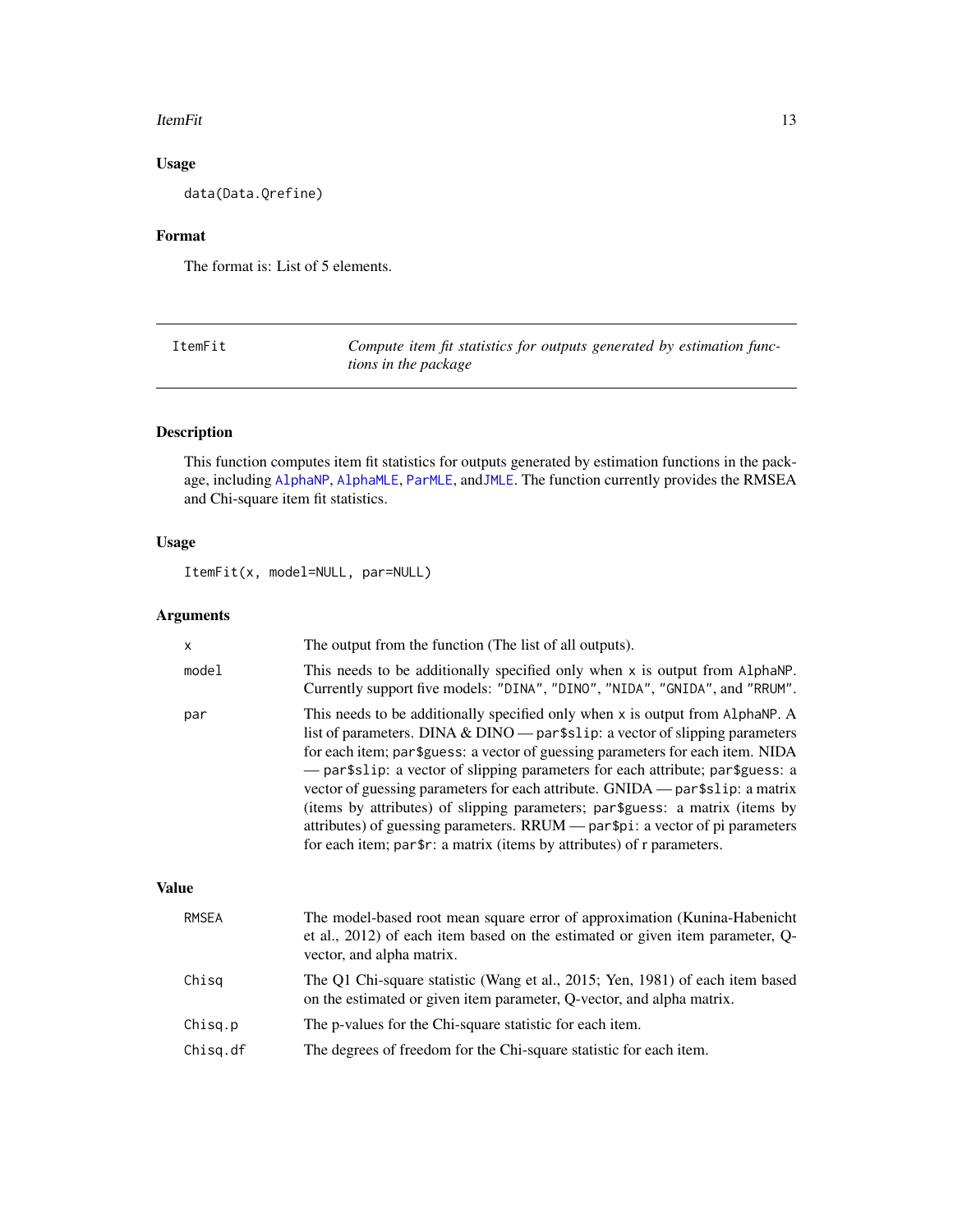### Usage

```
data(Data.Qrefine)
```

### Format

The format is: List of 5 elements.

---

| ItemFit | *Compute item fit statistics for outputs generated by estimation functions in the package* |
|---|---|

---

### Description

This function computes item fit statistics for outputs generated by estimation functions in the package, including AlphaNP, AlphaMLE, ParMLE, and JMLE. The function currently provides the RMSEA and Chi-square item fit statistics.

### Usage

```
ItemFit(x, model=NULL, par=NULL)
```

### Arguments

| | |
|---|---|
| x | The output from the function (The list of all outputs). |
| model | This needs to be additionally specified only when x is output from AlphaNP. Currently support five models: "DINA", "DINO", "NIDA", "GNIDA", and "RRUM". |
| par | This needs to be additionally specified only when x is output from AlphaNP. A list of parameters. DINA & DINO — par$slip: a vector of slipping parameters for each item; par$guess: a vector of guessing parameters for each item. NIDA — par$slip: a vector of slipping parameters for each attribute; par$guess: a vector of guessing parameters for each attribute. GNIDA — par$slip: a matrix (items by attributes) of slipping parameters; par$guess: a matrix (items by attributes) of guessing parameters. RRUM — par$pi: a vector of pi parameters for each item; par$r: a matrix (items by attributes) of r parameters. |

### Value

| | |
|---|---|
| RMSEA | The model-based root mean square error of approximation (Kunina-Habenicht et al., 2012) of each item based on the estimated or given item parameter, Q-vector, and alpha matrix. |
| Chisq | The Q1 Chi-square statistic (Wang et al., 2015; Yen, 1981) of each item based on the estimated or given item parameter, Q-vector, and alpha matrix. |
| Chisq.p | The p-values for the Chi-square statistic for each item. |
| Chisq.df | The degrees of freedom for the Chi-square statistic for each item. |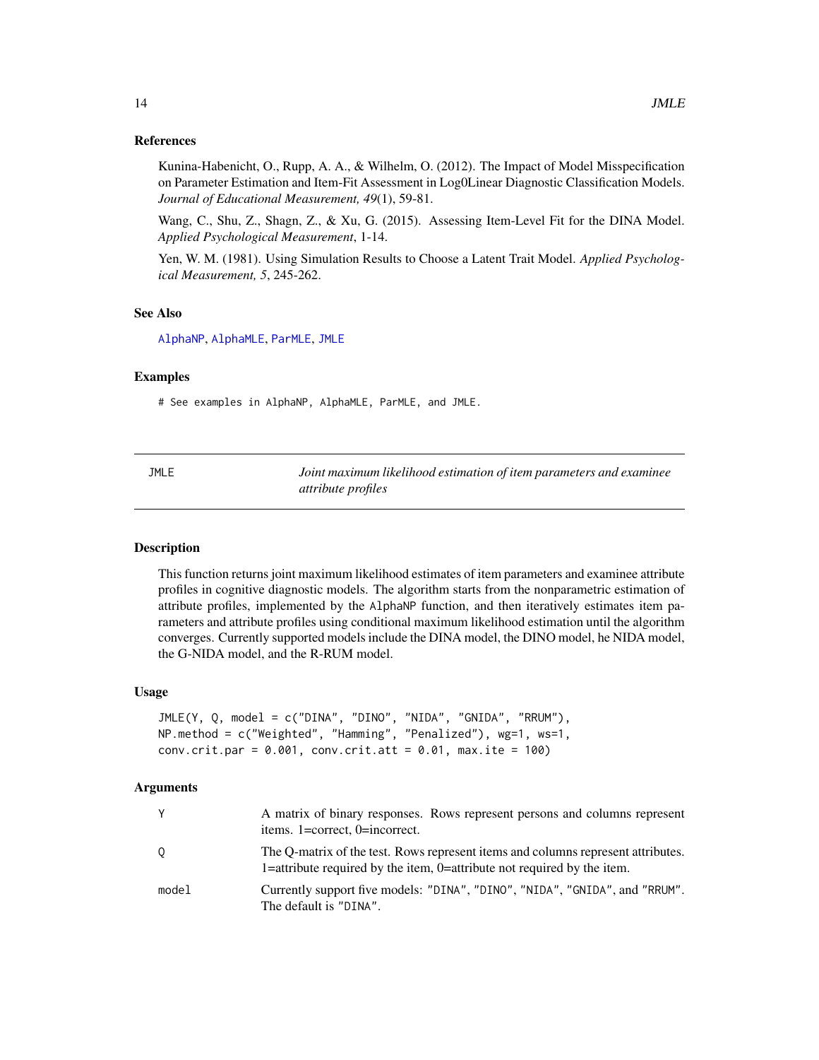### References

Kunina-Habenicht, O., Rupp, A. A., & Wilhelm, O. (2012). The Impact of Model Misspecification on Parameter Estimation and Item-Fit Assessment in Log0Linear Diagnostic Classification Models. *Journal of Educational Measurement, 49*(1), 59-81.

Wang, C., Shu, Z., Shagn, Z., & Xu, G. (2015). Assessing Item-Level Fit for the DINA Model. *Applied Psychological Measurement*, 1-14.

Yen, W. M. (1981). Using Simulation Results to Choose a Latent Trait Model. *Applied Psychological Measurement, 5*, 245-262.

### See Also

AlphaNP, AlphaMLE, ParMLE, JMLE

### Examples

```
# See examples in AlphaNP, AlphaMLE, ParMLE, and JMLE.
```

---

## JMLE — *Joint maximum likelihood estimation of item parameters and examinee attribute profiles*

---

### Description

This function returns joint maximum likelihood estimates of item parameters and examinee attribute profiles in cognitive diagnostic models. The algorithm starts from the nonparametric estimation of attribute profiles, implemented by the AlphaNP function, and then iteratively estimates item parameters and attribute profiles using conditional maximum likelihood estimation until the algorithm converges. Currently supported models include the DINA model, the DINO model, he NIDA model, the G-NIDA model, and the R-RUM model.

### Usage

```
JMLE(Y, Q, model = c("DINA", "DINO", "NIDA", "GNIDA", "RRUM"),
NP.method = c("Weighted", "Hamming", "Penalized"), wg=1, ws=1,
conv.crit.par = 0.001, conv.crit.att = 0.01, max.ite = 100)
```

### Arguments

| | |
|---|---|
| Y | A matrix of binary responses. Rows represent persons and columns represent items. 1=correct, 0=incorrect. |
| Q | The Q-matrix of the test. Rows represent items and columns represent attributes. 1=attribute required by the item, 0=attribute not required by the item. |
| model | Currently support five models: "DINA", "DINO", "NIDA", "GNIDA", and "RRUM". The default is "DINA". |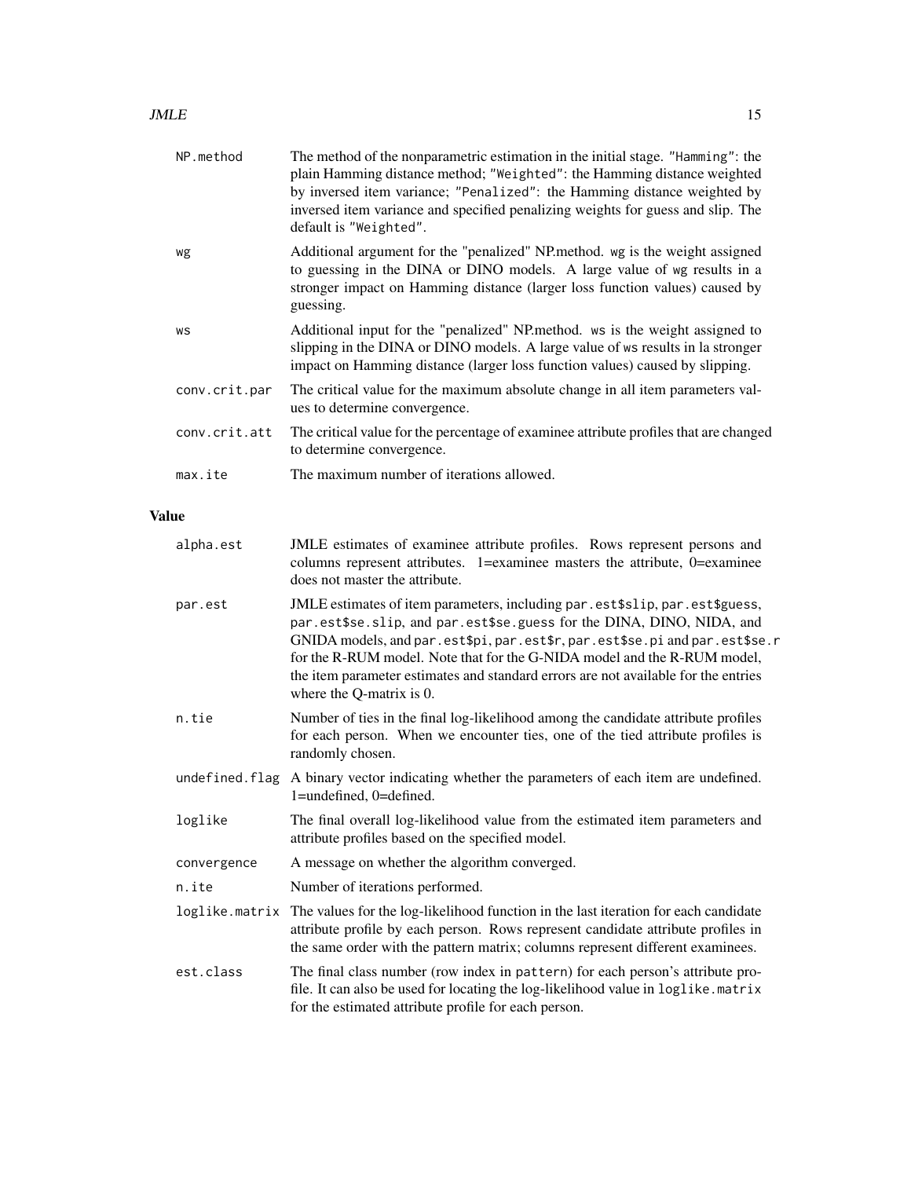| | |
|---|---|
| `NP.method` | The method of the nonparametric estimation in the initial stage. `"Hamming"`: the plain Hamming distance method; `"Weighted"`: the Hamming distance weighted by inversed item variance; `"Penalized"`: the Hamming distance weighted by inversed item variance and specified penalizing weights for guess and slip. The default is `"Weighted"`. |
| `wg` | Additional argument for the "penalized" NP.method. `wg` is the weight assigned to guessing in the DINA or DINO models. A large value of `wg` results in a stronger impact on Hamming distance (larger loss function values) caused by guessing. |
| `ws` | Additional input for the "penalized" NP.method. `ws` is the weight assigned to slipping in the DINA or DINO models. A large value of `ws` results in la stronger impact on Hamming distance (larger loss function values) caused by slipping. |
| `conv.crit.par` | The critical value for the maximum absolute change in all item parameters values to determine convergence. |
| `conv.crit.att` | The critical value for the percentage of examinee attribute profiles that are changed to determine convergence. |
| `max.ite` | The maximum number of iterations allowed. |

## Value

| | |
|---|---|
| `alpha.est` | JMLE estimates of examinee attribute profiles. Rows represent persons and columns represent attributes. 1=examinee masters the attribute, 0=examinee does not master the attribute. |
| `par.est` | JMLE estimates of item parameters, including `par.est$slip`, `par.est$guess`, `par.est$se.slip`, and `par.est$se.guess` for the DINA, DINO, NIDA, and GNIDA models, and `par.est$pi`, `par.est$r`, `par.est$se.pi` and `par.est$se.r` for the R-RUM model. Note that for the G-NIDA model and the R-RUM model, the item parameter estimates and standard errors are not available for the entries where the Q-matrix is 0. |
| `n.tie` | Number of ties in the final log-likelihood among the candidate attribute profiles for each person. When we encounter ties, one of the tied attribute profiles is randomly chosen. |
| `undefined.flag` | A binary vector indicating whether the parameters of each item are undefined. 1=undefined, 0=defined. |
| `loglike` | The final overall log-likelihood value from the estimated item parameters and attribute profiles based on the specified model. |
| `convergence` | A message on whether the algorithm converged. |
| `n.ite` | Number of iterations performed. |
| `loglike.matrix` | The values for the log-likelihood function in the last iteration for each candidate attribute profile by each person. Rows represent candidate attribute profiles in the same order with the pattern matrix; columns represent different examinees. |
| `est.class` | The final class number (row index in `pattern`) for each person's attribute profile. It can also be used for locating the log-likelihood value in `loglike.matrix` for the estimated attribute profile for each person. |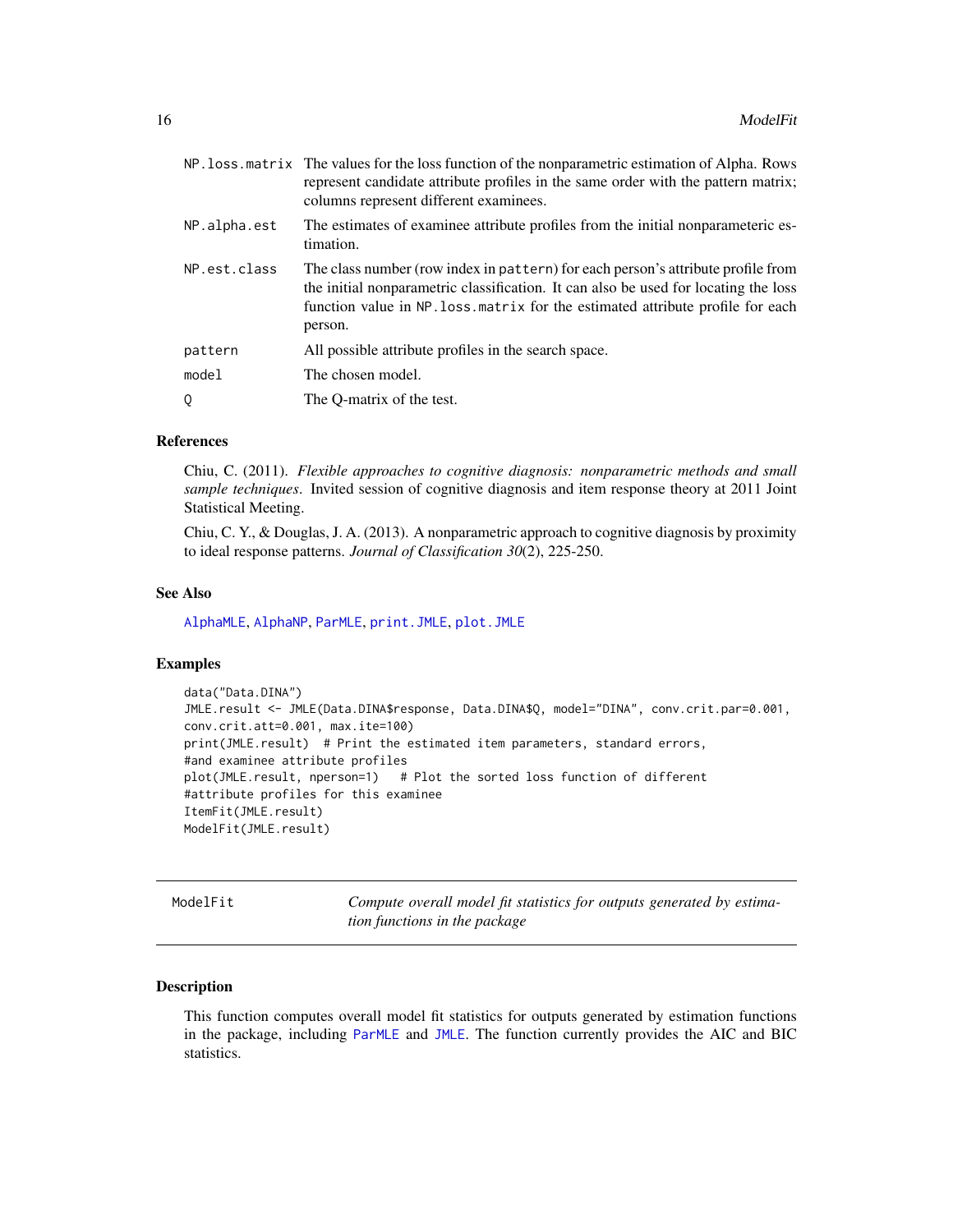| | |
|---|---|
| `NP.loss.matrix` | The values for the loss function of the nonparametric estimation of Alpha. Rows represent candidate attribute profiles in the same order with the pattern matrix; columns represent different examinees. |
| `NP.alpha.est` | The estimates of examinee attribute profiles from the initial nonparameteric estimation. |
| `NP.est.class` | The class number (row index in `pattern`) for each person's attribute profile from the initial nonparametric classification. It can also be used for locating the loss function value in `NP.loss.matrix` for the estimated attribute profile for each person. |
| `pattern` | All possible attribute profiles in the search space. |
| `model` | The chosen model. |
| `Q` | The Q-matrix of the test. |

### References

Chiu, C. (2011). *Flexible approaches to cognitive diagnosis: nonparametric methods and small sample techniques*. Invited session of cognitive diagnosis and item response theory at 2011 Joint Statistical Meeting.

Chiu, C. Y., & Douglas, J. A. (2013). A nonparametric approach to cognitive diagnosis by proximity to ideal response patterns. *Journal of Classification 30*(2), 225-250.

### See Also

AlphaMLE, AlphaNP, ParMLE, print.JMLE, plot.JMLE

### Examples

```
data("Data.DINA")
JMLE.result <- JMLE(Data.DINA$response, Data.DINA$Q, model="DINA", conv.crit.par=0.001,
conv.crit.att=0.001, max.ite=100)
print(JMLE.result)  # Print the estimated item parameters, standard errors,
#and examinee attribute profiles
plot(JMLE.result, nperson=1)   # Plot the sorted loss function of different
#attribute profiles for this examinee
ItemFit(JMLE.result)
ModelFit(JMLE.result)
```

---

## ModelFit — *Compute overall model fit statistics for outputs generated by estimation functions in the package*

### Description

This function computes overall model fit statistics for outputs generated by estimation functions in the package, including ParMLE and JMLE. The function currently provides the AIC and BIC statistics.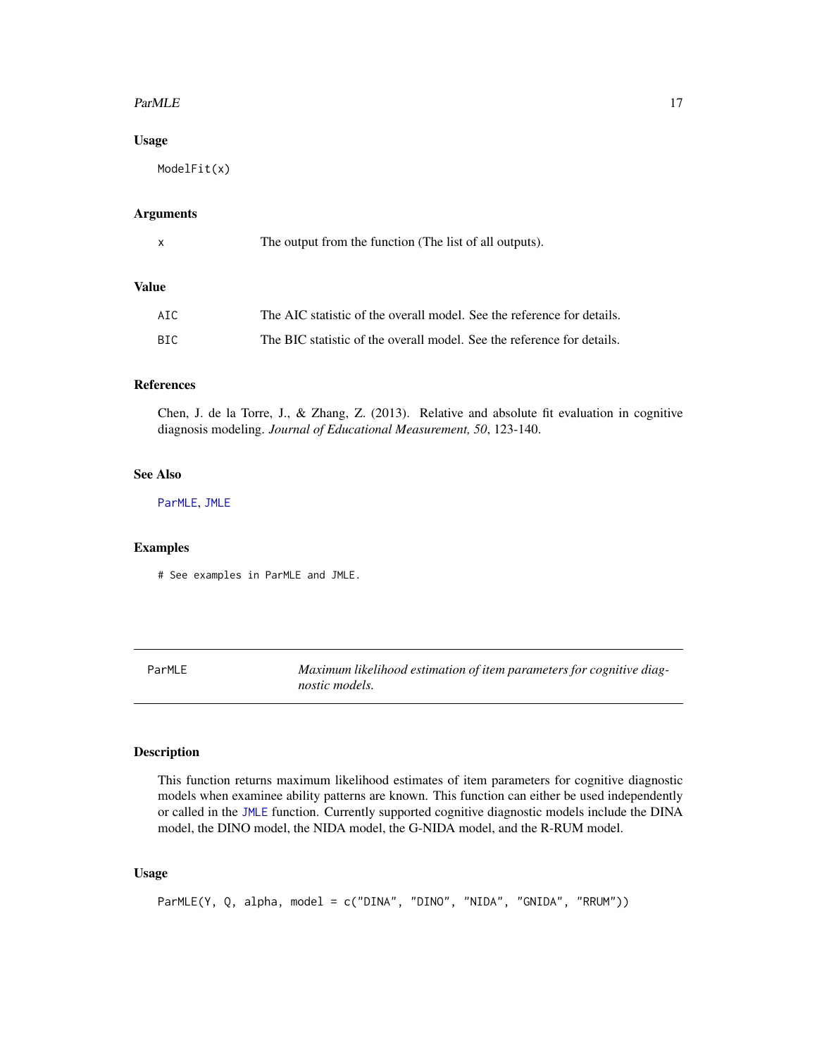### Usage

```
ModelFit(x)
```

### Arguments

| | |
|---|---|
| x | The output from the function (The list of all outputs). |

### Value

| | |
|---|---|
| AIC | The AIC statistic of the overall model. See the reference for details. |
| BIC | The BIC statistic of the overall model. See the reference for details. |

### References

Chen, J. de la Torre, J., & Zhang, Z. (2013). Relative and absolute fit evaluation in cognitive diagnosis modeling. *Journal of Educational Measurement, 50*, 123-140.

### See Also

ParMLE, JMLE

### Examples

```
# See examples in ParMLE and JMLE.
```

---

## ParMLE — *Maximum likelihood estimation of item parameters for cognitive diagnostic models.*

---

### Description

This function returns maximum likelihood estimates of item parameters for cognitive diagnostic models when examinee ability patterns are known. This function can either be used independently or called in the JMLE function. Currently supported cognitive diagnostic models include the DINA model, the DINO model, the NIDA model, the G-NIDA model, and the R-RUM model.

### Usage

```
ParMLE(Y, Q, alpha, model = c("DINA", "DINO", "NIDA", "GNIDA", "RRUM"))
```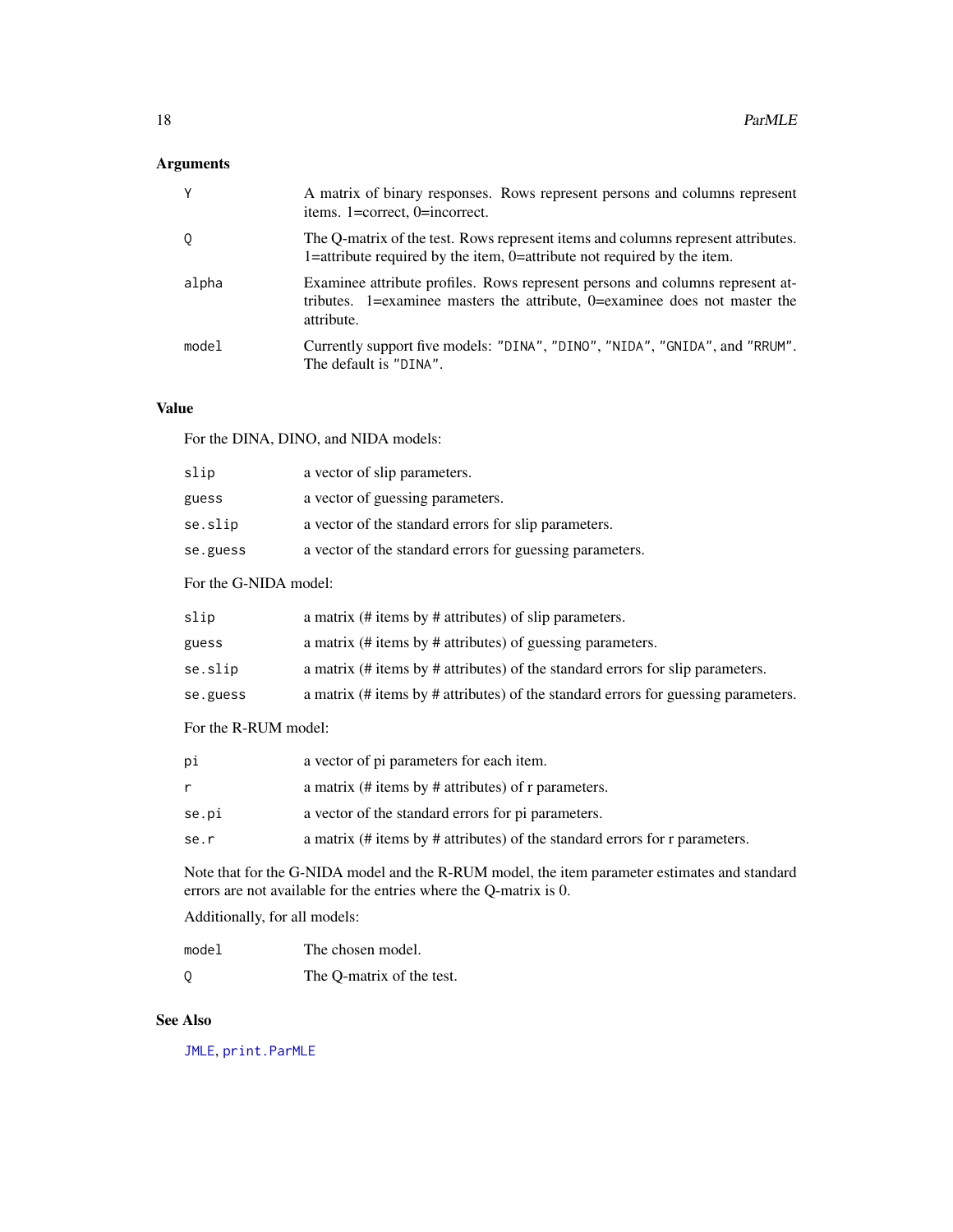## Arguments

| | |
|---|---|
| Y | A matrix of binary responses. Rows represent persons and columns represent items. 1=correct, 0=incorrect. |
| Q | The Q-matrix of the test. Rows represent items and columns represent attributes. 1=attribute required by the item, 0=attribute not required by the item. |
| alpha | Examinee attribute profiles. Rows represent persons and columns represent attributes. 1=examinee masters the attribute, 0=examinee does not master the attribute. |
| model | Currently support five models: "DINA", "DINO", "NIDA", "GNIDA", and "RRUM". The default is "DINA". |

## Value

For the DINA, DINO, and NIDA models:

| | |
|---|---|
| slip | a vector of slip parameters. |
| guess | a vector of guessing parameters. |
| se.slip | a vector of the standard errors for slip parameters. |
| se.guess | a vector of the standard errors for guessing parameters. |

For the G-NIDA model:

| | |
|---|---|
| slip | a matrix (# items by # attributes) of slip parameters. |
| guess | a matrix (# items by # attributes) of guessing parameters. |
| se.slip | a matrix (# items by # attributes) of the standard errors for slip parameters. |
| se.guess | a matrix (# items by # attributes) of the standard errors for guessing parameters. |

For the R-RUM model:

| | |
|---|---|
| pi | a vector of pi parameters for each item. |
| r | a matrix (# items by # attributes) of r parameters. |
| se.pi | a vector of the standard errors for pi parameters. |
| se.r | a matrix (# items by # attributes) of the standard errors for r parameters. |

Note that for the G-NIDA model and the R-RUM model, the item parameter estimates and standard errors are not available for the entries where the Q-matrix is 0.

Additionally, for all models:

| | |
|---|---|
| model | The chosen model. |
| Q | The Q-matrix of the test. |

## See Also

JMLE, print.ParMLE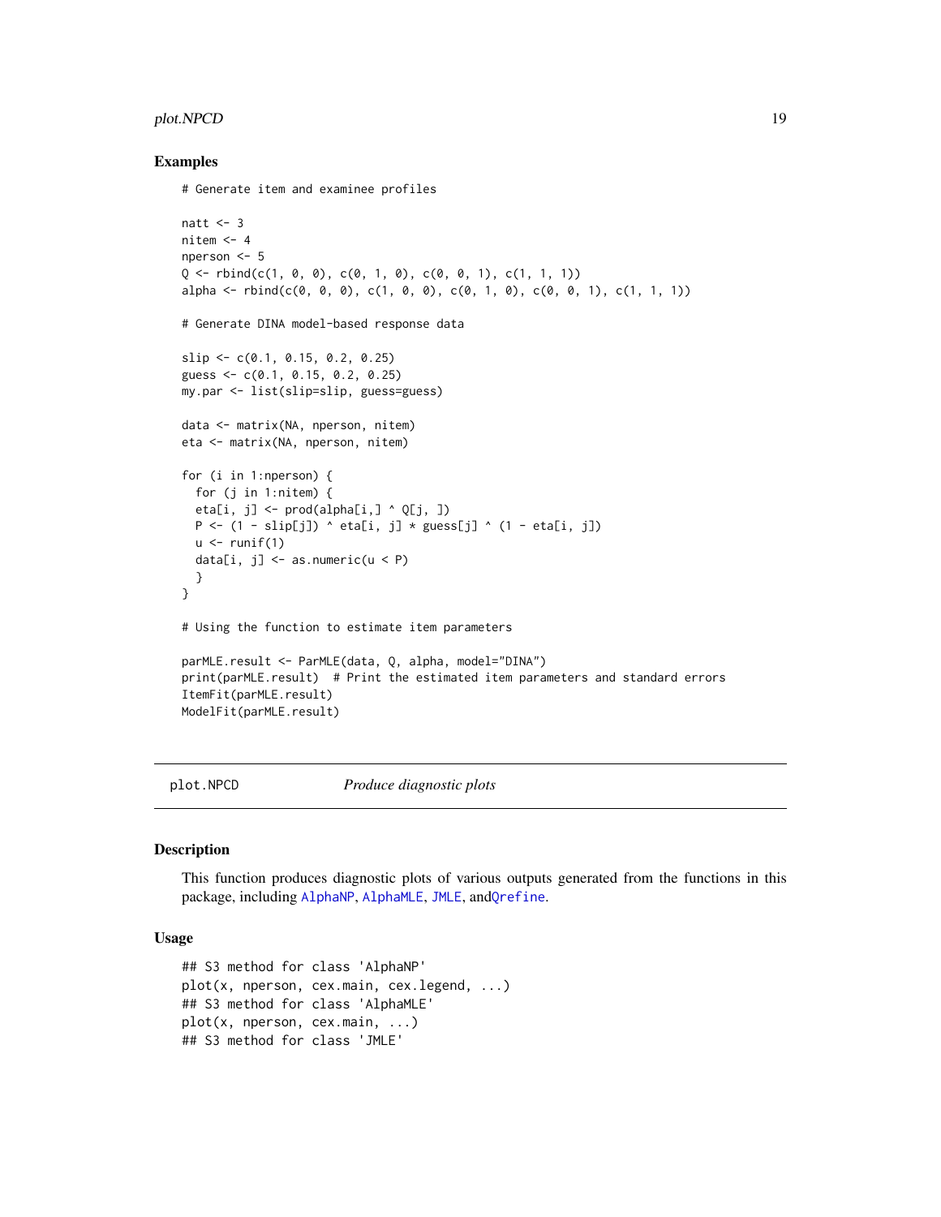### Examples

```
# Generate item and examinee profiles

natt <- 3
nitem <- 4
nperson <- 5
Q <- rbind(c(1, 0, 0), c(0, 1, 0), c(0, 0, 1), c(1, 1, 1))
alpha <- rbind(c(0, 0, 0), c(1, 0, 0), c(0, 1, 0), c(0, 0, 1), c(1, 1, 1))

# Generate DINA model-based response data

slip <- c(0.1, 0.15, 0.2, 0.25)
guess <- c(0.1, 0.15, 0.2, 0.25)
my.par <- list(slip=slip, guess=guess)

data <- matrix(NA, nperson, nitem)
eta <- matrix(NA, nperson, nitem)

for (i in 1:nperson) {
  for (j in 1:nitem) {
  eta[i, j] <- prod(alpha[i,] ^ Q[j, ])
  P <- (1 - slip[j]) ^ eta[i, j] * guess[j] ^ (1 - eta[i, j])
  u <- runif(1)
  data[i, j] <- as.numeric(u < P)
  }
}

# Using the function to estimate item parameters

parMLE.result <- ParMLE(data, Q, alpha, model="DINA")
print(parMLE.result)  # Print the estimated item parameters and standard errors
ItemFit(parMLE.result)
ModelFit(parMLE.result)
```

---

plot.NPCD &nbsp;&nbsp;&nbsp;&nbsp; *Produce diagnostic plots*

---

### Description

This function produces diagnostic plots of various outputs generated from the functions in this package, including AlphaNP, AlphaMLE, JMLE, andQrefine.

### Usage

```
## S3 method for class 'AlphaNP'
plot(x, nperson, cex.main, cex.legend, ...)
## S3 method for class 'AlphaMLE'
plot(x, nperson, cex.main, ...)
## S3 method for class 'JMLE'
```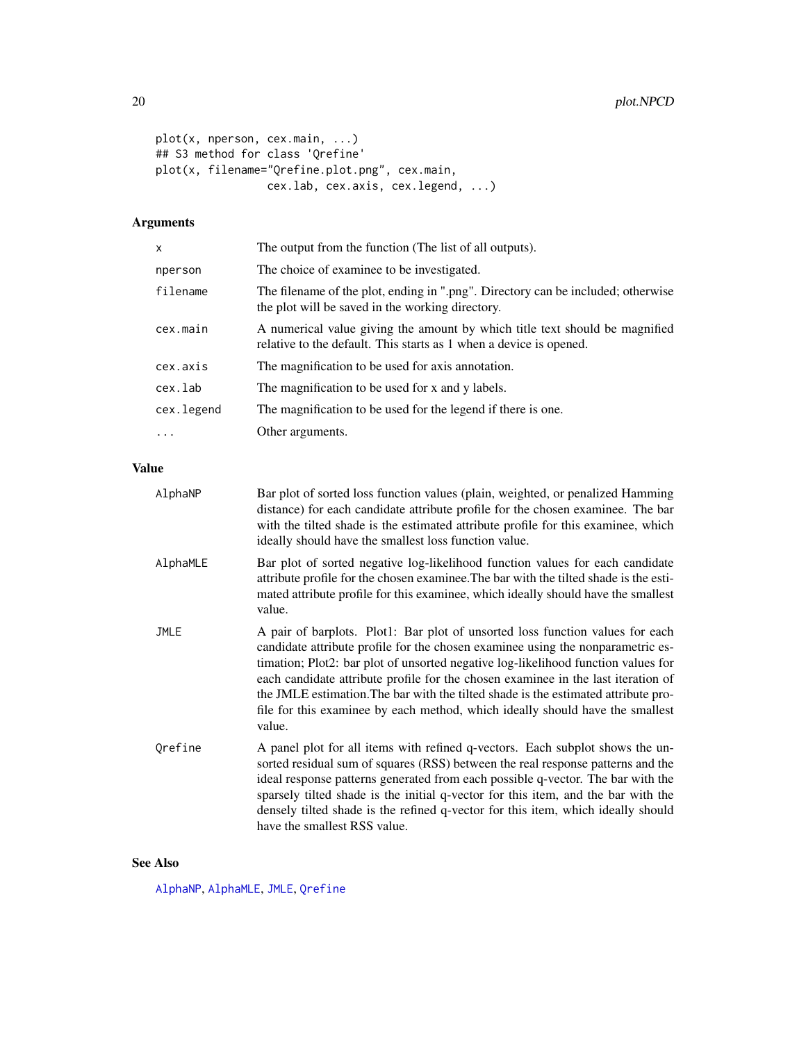```
plot(x, nperson, cex.main, ...)
## S3 method for class 'Qrefine'
plot(x, filename="Qrefine.plot.png", cex.main,
                 cex.lab, cex.axis, cex.legend, ...)
```

### Arguments

| | |
|---|---|
| `x` | The output from the function (The list of all outputs). |
| `nperson` | The choice of examinee to be investigated. |
| `filename` | The filename of the plot, ending in ".png". Directory can be included; otherwise the plot will be saved in the working directory. |
| `cex.main` | A numerical value giving the amount by which title text should be magnified relative to the default. This starts as 1 when a device is opened. |
| `cex.axis` | The magnification to be used for axis annotation. |
| `cex.lab` | The magnification to be used for x and y labels. |
| `cex.legend` | The magnification to be used for the legend if there is one. |
| `...` | Other arguments. |

### Value

| | |
|---|---|
| `AlphaNP` | Bar plot of sorted loss function values (plain, weighted, or penalized Hamming distance) for each candidate attribute profile for the chosen examinee. The bar with the tilted shade is the estimated attribute profile for this examinee, which ideally should have the smallest loss function value. |
| `AlphaMLE` | Bar plot of sorted negative log-likelihood function values for each candidate attribute profile for the chosen examinee.The bar with the tilted shade is the estimated attribute profile for this examinee, which ideally should have the smallest value. |
| `JMLE` | A pair of barplots. Plot1: Bar plot of unsorted loss function values for each candidate attribute profile for the chosen examinee using the nonparametric estimation; Plot2: bar plot of unsorted negative log-likelihood function values for each candidate attribute profile for the chosen examinee in the last iteration of the JMLE estimation.The bar with the tilted shade is the estimated attribute profile for this examinee by each method, which ideally should have the smallest value. |
| `Qrefine` | A panel plot for all items with refined q-vectors. Each subplot shows the unsorted residual sum of squares (RSS) between the real response patterns and the ideal response patterns generated from each possible q-vector. The bar with the sparsely tilted shade is the initial q-vector for this item, and the bar with the densely tilted shade is the refined q-vector for this item, which ideally should have the smallest RSS value. |

### See Also

`AlphaNP`, `AlphaMLE`, `JMLE`, `Qrefine`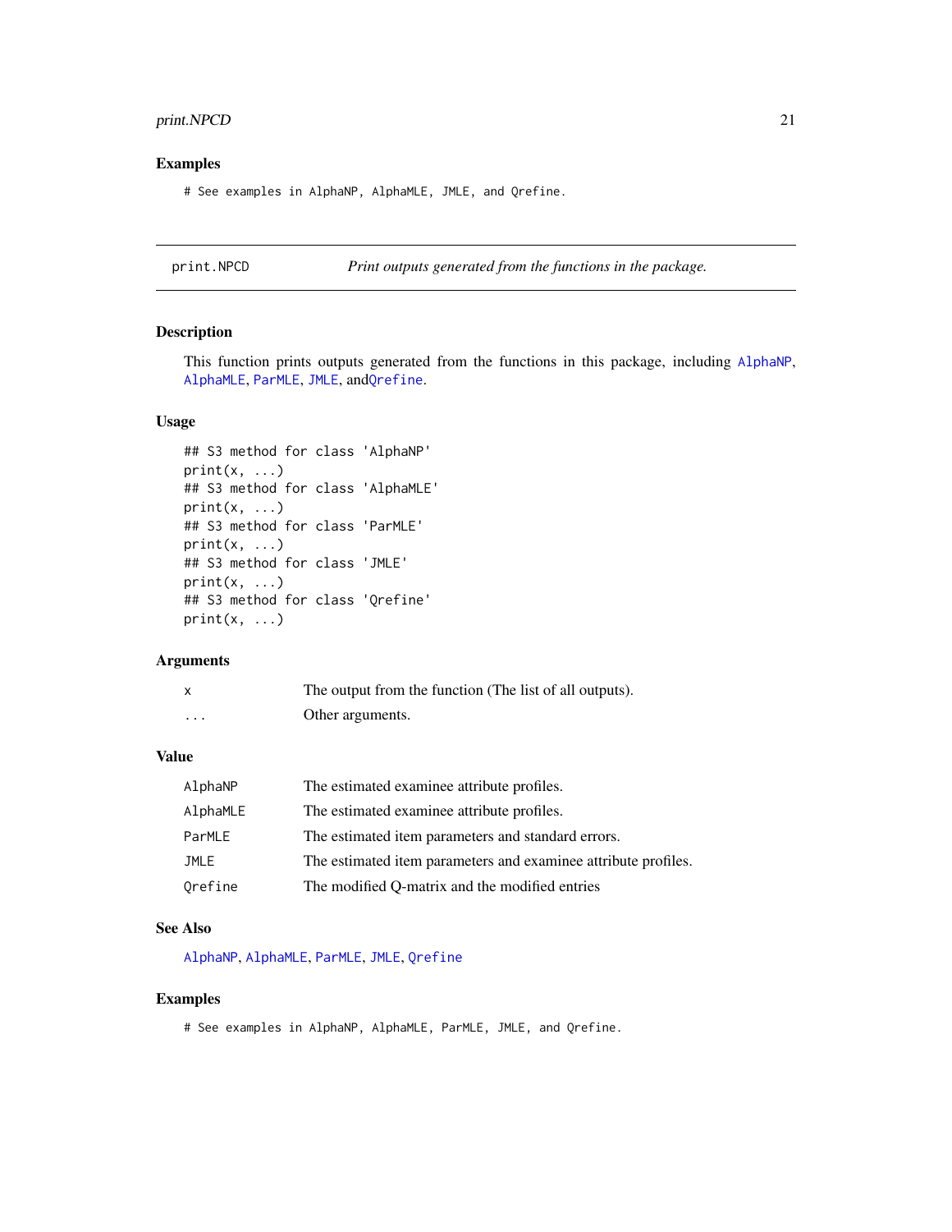### Examples

```
# See examples in AlphaNP, AlphaMLE, JMLE, and Qrefine.
```

---

## print.NPCD — *Print outputs generated from the functions in the package.*

### Description

This function prints outputs generated from the functions in this package, including AlphaNP, AlphaMLE, ParMLE, JMLE, andQrefine.

### Usage

```
## S3 method for class 'AlphaNP'
print(x, ...)
## S3 method for class 'AlphaMLE'
print(x, ...)
## S3 method for class 'ParMLE'
print(x, ...)
## S3 method for class 'JMLE'
print(x, ...)
## S3 method for class 'Qrefine'
print(x, ...)
```

### Arguments

| | |
|---|---|
| x | The output from the function (The list of all outputs). |
| ... | Other arguments. |

### Value

| | |
|---|---|
| AlphaNP | The estimated examinee attribute profiles. |
| AlphaMLE | The estimated examinee attribute profiles. |
| ParMLE | The estimated item parameters and standard errors. |
| JMLE | The estimated item parameters and examinee attribute profiles. |
| Qrefine | The modified Q-matrix and the modified entries |

### See Also

AlphaNP, AlphaMLE, ParMLE, JMLE, Qrefine

### Examples

```
# See examples in AlphaNP, AlphaMLE, ParMLE, JMLE, and Qrefine.
```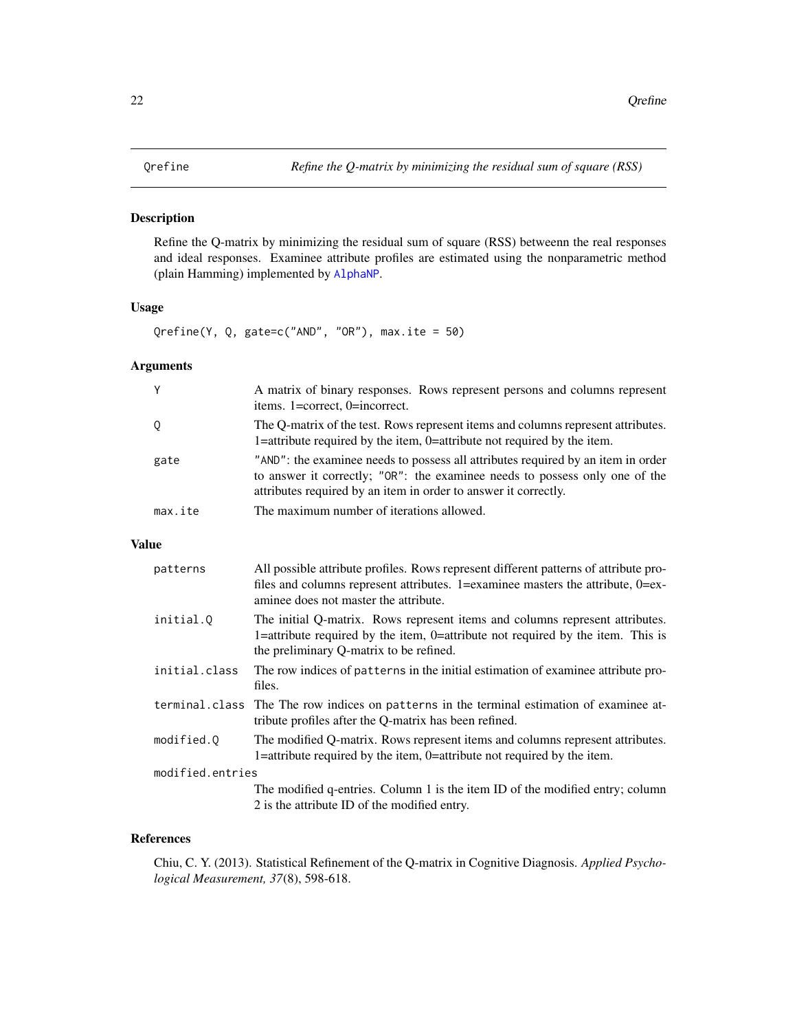# Qrefine — *Refine the Q-matrix by minimizing the residual sum of square (RSS)*

## Description

Refine the Q-matrix by minimizing the residual sum of square (RSS) betweenn the real responses and ideal responses. Examinee attribute profiles are estimated using the nonparametric method (plain Hamming) implemented by AlphaNP.

## Usage

```
Qrefine(Y, Q, gate=c("AND", "OR"), max.ite = 50)
```

## Arguments

| | |
|---|---|
| Y | A matrix of binary responses. Rows represent persons and columns represent items. 1=correct, 0=incorrect. |
| Q | The Q-matrix of the test. Rows represent items and columns represent attributes. 1=attribute required by the item, 0=attribute not required by the item. |
| gate | "AND": the examinee needs to possess all attributes required by an item in order to answer it correctly; "OR": the examinee needs to possess only one of the attributes required by an item in order to answer it correctly. |
| max.ite | The maximum number of iterations allowed. |

## Value

| | |
|---|---|
| patterns | All possible attribute profiles. Rows represent different patterns of attribute profiles and columns represent attributes. 1=examinee masters the attribute, 0=examinee does not master the attribute. |
| initial.Q | The initial Q-matrix. Rows represent items and columns represent attributes. 1=attribute required by the item, 0=attribute not required by the item. This is the preliminary Q-matrix to be refined. |
| initial.class | The row indices of patterns in the initial estimation of examinee attribute profiles. |
| terminal.class | The The row indices on patterns in the terminal estimation of examinee attribute profiles after the Q-matrix has been refined. |
| modified.Q | The modified Q-matrix. Rows represent items and columns represent attributes. 1=attribute required by the item, 0=attribute not required by the item. |
| modified.entries | The modified q-entries. Column 1 is the item ID of the modified entry; column 2 is the attribute ID of the modified entry. |

## References

Chiu, C. Y. (2013). Statistical Refinement of the Q-matrix in Cognitive Diagnosis. *Applied Psychological Measurement, 37*(8), 598-618.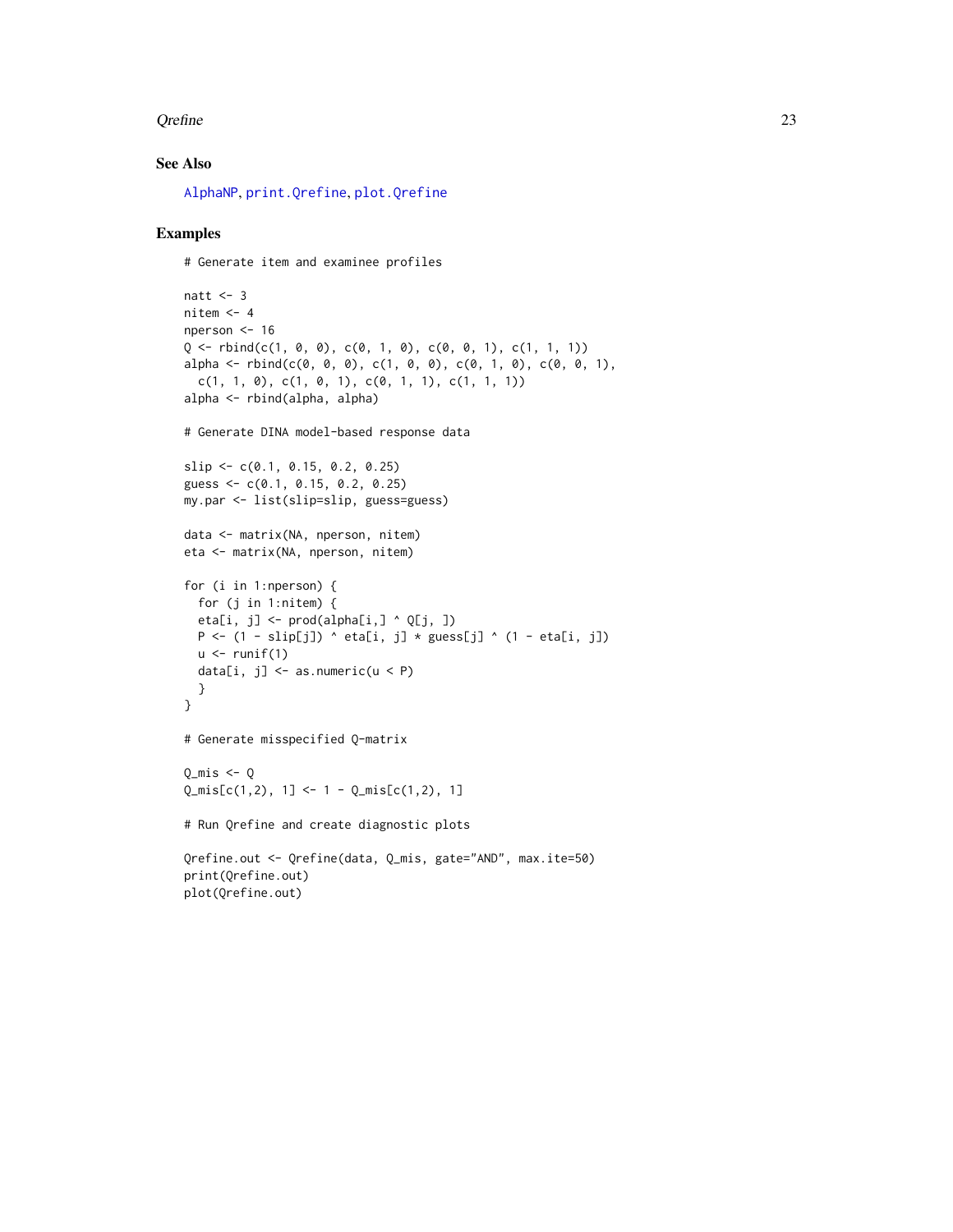## See Also

AlphaNP, print.Qrefine, plot.Qrefine

## Examples

```
# Generate item and examinee profiles

natt <- 3
nitem <- 4
nperson <- 16
Q <- rbind(c(1, 0, 0), c(0, 1, 0), c(0, 0, 1), c(1, 1, 1))
alpha <- rbind(c(0, 0, 0), c(1, 0, 0), c(0, 1, 0), c(0, 0, 1),
  c(1, 1, 0), c(1, 0, 1), c(0, 1, 1), c(1, 1, 1))
alpha <- rbind(alpha, alpha)

# Generate DINA model-based response data

slip <- c(0.1, 0.15, 0.2, 0.25)
guess <- c(0.1, 0.15, 0.2, 0.25)
my.par <- list(slip=slip, guess=guess)

data <- matrix(NA, nperson, nitem)
eta <- matrix(NA, nperson, nitem)

for (i in 1:nperson) {
  for (j in 1:nitem) {
  eta[i, j] <- prod(alpha[i,] ^ Q[j, ])
  P <- (1 - slip[j]) ^ eta[i, j] * guess[j] ^ (1 - eta[i, j])
  u <- runif(1)
  data[i, j] <- as.numeric(u < P)
  }
}

# Generate misspecified Q-matrix

Q_mis <- Q
Q_mis[c(1,2), 1] <- 1 - Q_mis[c(1,2), 1]

# Run Qrefine and create diagnostic plots

Qrefine.out <- Qrefine(data, Q_mis, gate="AND", max.ite=50)
print(Qrefine.out)
plot(Qrefine.out)
```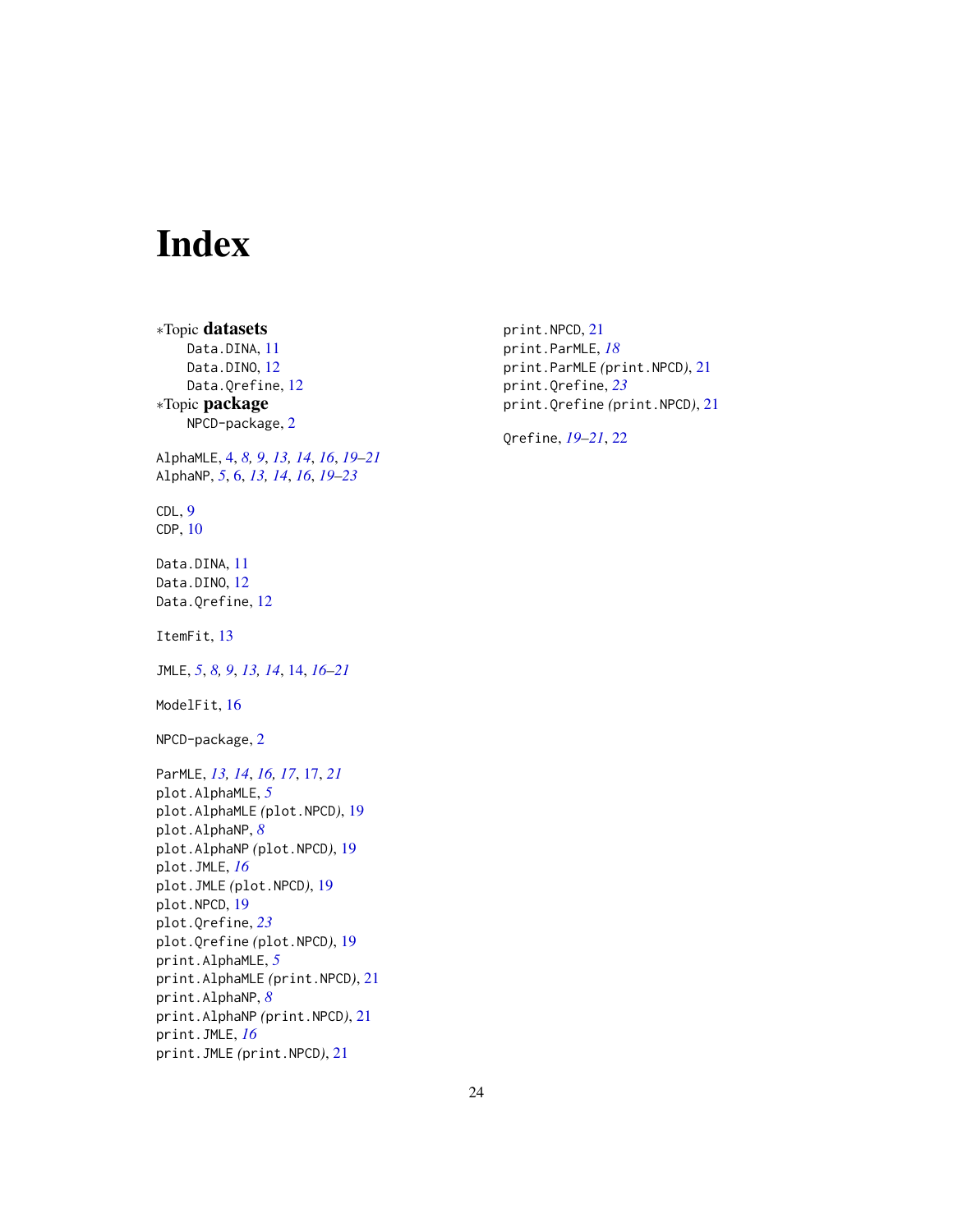# Index

∗Topic **datasets**
- Data.DINA, 11
- Data.DINO, 12
- Data.Qrefine, 12

∗Topic **package**
- NPCD-package, 2

AlphaMLE, 4, *8, 9*, *13, 14*, *16*, *19–21*
AlphaNP, *5*, 6, *13, 14*, *16*, *19–23*

CDL, 9
CDP, 10

Data.DINA, 11
Data.DINO, 12
Data.Qrefine, 12

ItemFit, 13

JMLE, *5*, *8, 9*, *13, 14*, 14, *16–21*

ModelFit, 16

NPCD-package, 2

ParMLE, *13, 14*, *16, 17*, 17, *21*
plot.AlphaMLE, *5*
plot.AlphaMLE *(*plot.NPCD*)*, 19
plot.AlphaNP, *8*
plot.AlphaNP *(*plot.NPCD*)*, 19
plot.JMLE, *16*
plot.JMLE *(*plot.NPCD*)*, 19
plot.NPCD, 19
plot.Qrefine, *23*
plot.Qrefine *(*plot.NPCD*)*, 19
print.AlphaMLE, *5*
print.AlphaMLE *(*print.NPCD*)*, 21
print.AlphaNP, *8*
print.AlphaNP *(*print.NPCD*)*, 21
print.JMLE, *16*
print.JMLE *(*print.NPCD*)*, 21
print.NPCD, 21
print.ParMLE, *18*
print.ParMLE *(*print.NPCD*)*, 21
print.Qrefine, *23*
print.Qrefine *(*print.NPCD*)*, 21

Qrefine, *19–21*, 22